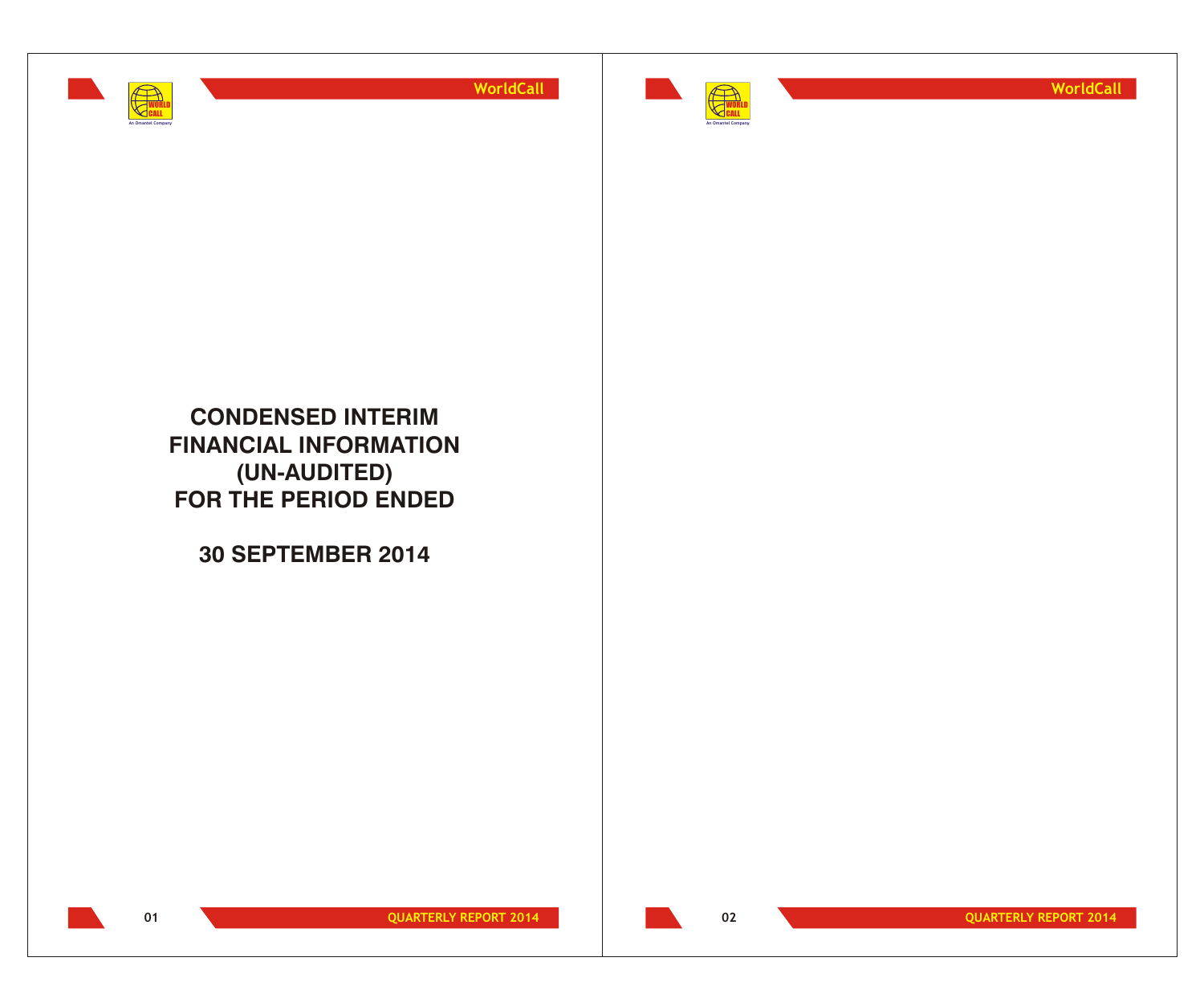# CONDENSED INTERIM FINANCIAL INFORMATION (UN-AUDITED) FOR THE PERIOD ENDED

## 30 SEPTEMBER 2014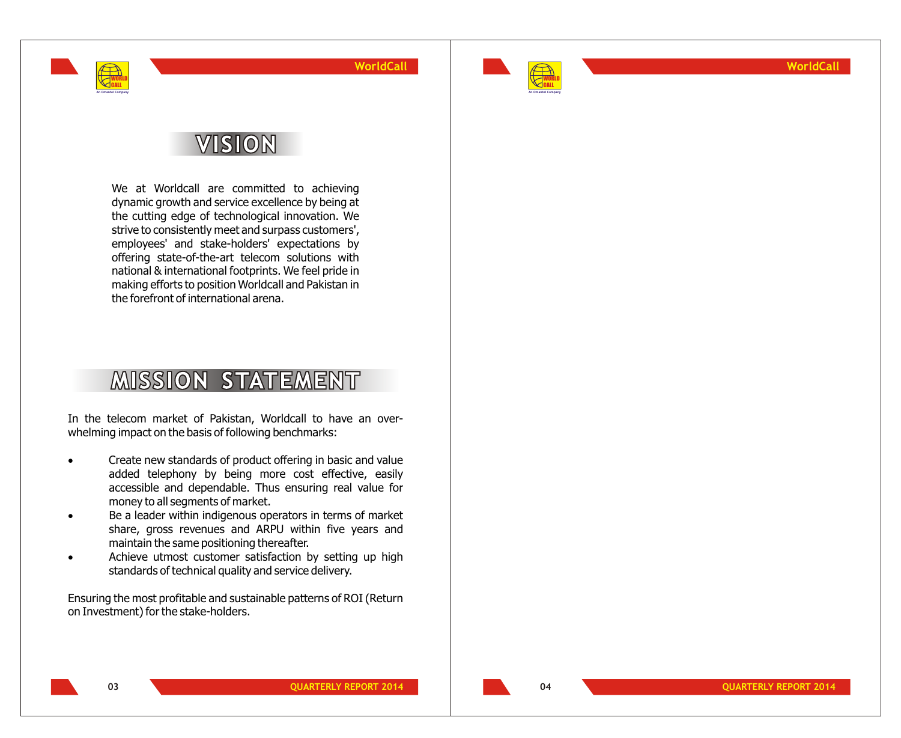# VISION

We at Worldcall are committed to achieving dynamic growth and service excellence by being at the cutting edge of technological innovation. We strive to consistently meet and surpass customers', employees' and stake-holders' expectations by offering state-of-the-art telecom solutions with national & international footprints. We feel pride in making efforts to position Worldcall and Pakistan in the forefront of international arena.

# MISSION STATEMENT

In the telecom market of Pakistan, Worldcall to have an over-whelming impact on the basis of following benchmarks:

- Create new standards of product offering in basic and value added telephony by being more cost effective, easily accessible and dependable. Thus ensuring real value for money to all segments of market.
- Be a leader within indigenous operators in terms of market share, gross revenues and ARPU within five years and maintain the same positioning thereafter.
- Achieve utmost customer satisfaction by setting up high standards of technical quality and service delivery.

Ensuring the most profitable and sustainable patterns of ROI (Return on Investment) for the stake-holders.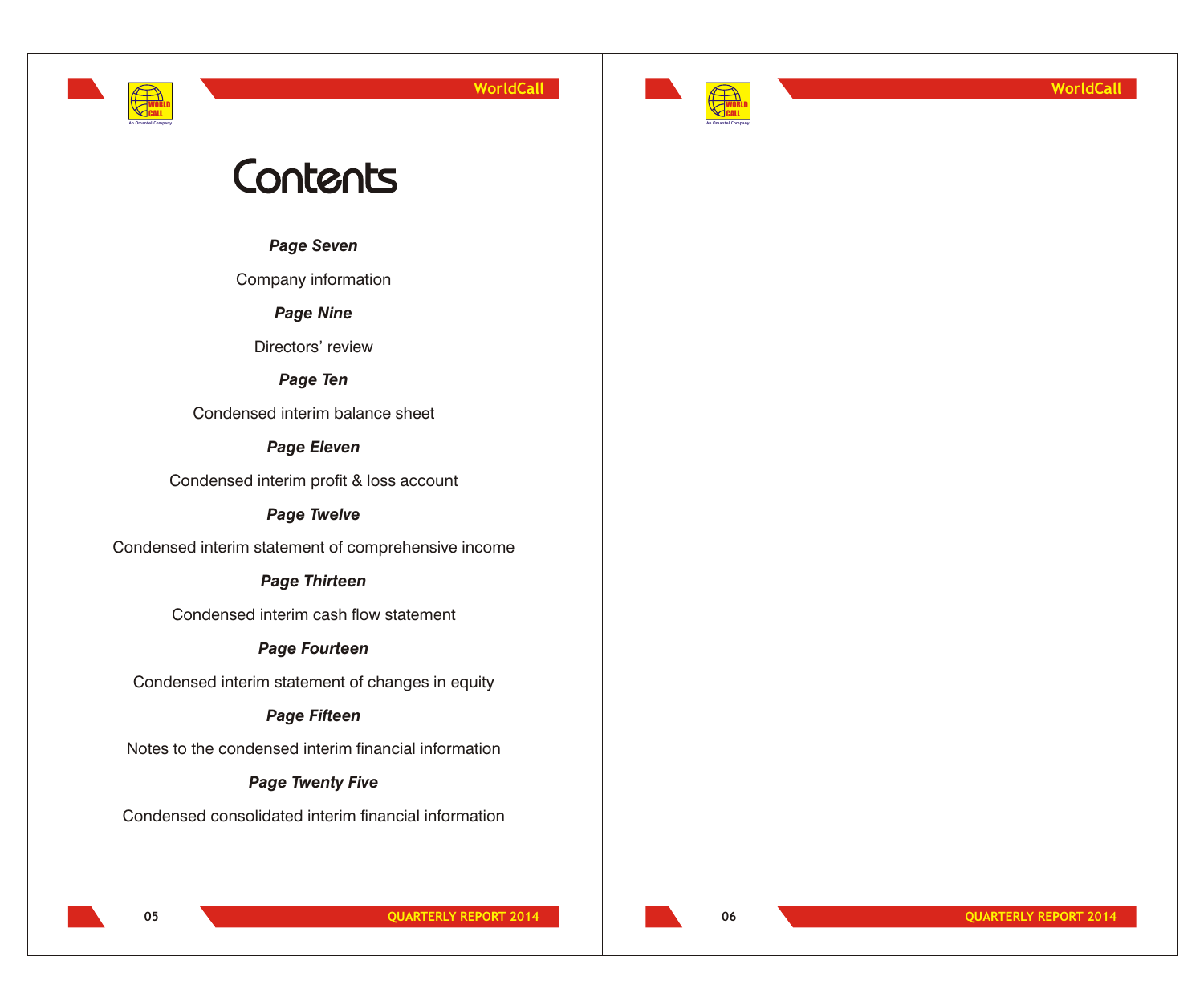# Contents

***Page Seven***

Company information

***Page Nine***

Directors' review

***Page Ten***

Condensed interim balance sheet

***Page Eleven***

Condensed interim profit & loss account

***Page Twelve***

Condensed interim statement of comprehensive income

***Page Thirteen***

Condensed interim cash flow statement

***Page Fourteen***

Condensed interim statement of changes in equity

***Page Fifteen***

Notes to the condensed interim financial information

***Page Twenty Five***

Condensed consolidated interim financial information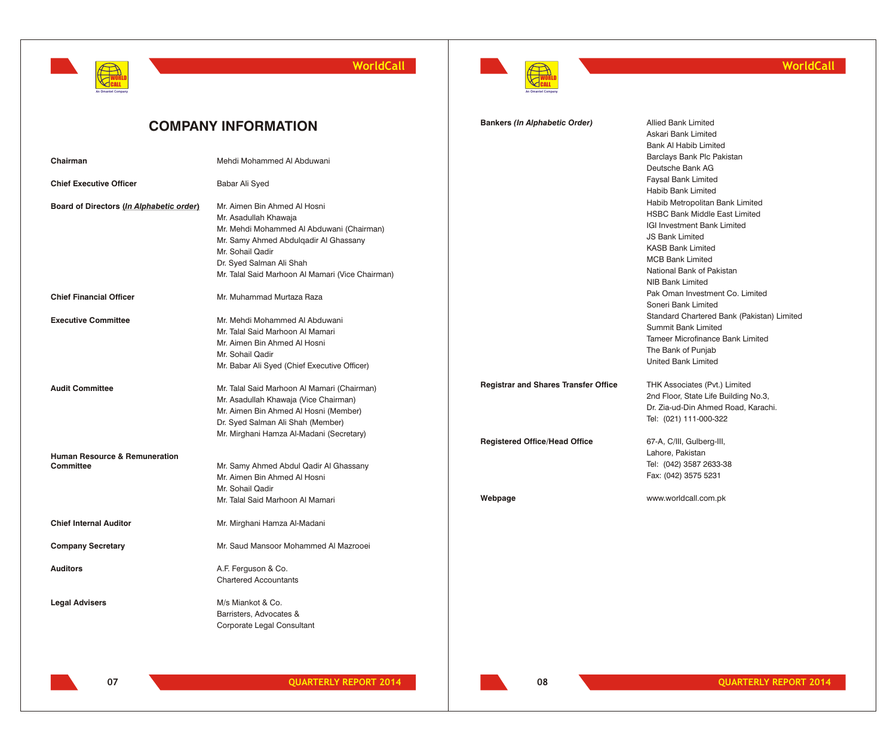# COMPANY INFORMATION

| | |
|---|---|
| **Chairman** | Mehdi Mohammed Al Abduwani |
| **Chief Executive Officer** | Babar Ali Syed |
| **Board of Directors (*In Alphabetic order*)** | Mr. Aimen Bin Ahmed Al Hosni<br>Mr. Asadullah Khawaja<br>Mr. Mehdi Mohammed Al Abduwani (Chairman)<br>Mr. Samy Ahmed Abdulqadir Al Ghassany<br>Mr. Sohail Qadir<br>Dr. Syed Salman Ali Shah<br>Mr. Talal Said Marhoon Al Mamari (Vice Chairman) |
| **Chief Financial Officer** | Mr. Muhammad Murtaza Raza |
| **Executive Committee** | Mr. Mehdi Mohammed Al Abduwani<br>Mr. Talal Said Marhoon Al Mamari<br>Mr. Aimen Bin Ahmed Al Hosni<br>Mr. Sohail Qadir<br>Mr. Babar Ali Syed (Chief Executive Officer) |
| **Audit Committee** | Mr. Talal Said Marhoon Al Mamari (Chairman)<br>Mr. Asadullah Khawaja (Vice Chairman)<br>Mr. Aimen Bin Ahmed Al Hosni (Member)<br>Dr. Syed Salman Ali Shah (Member)<br>Mr. Mirghani Hamza Al-Madani (Secretary) |
| **Human Resource & Remuneration Committee** | Mr. Samy Ahmed Abdul Qadir Al Ghassany<br>Mr. Aimen Bin Ahmed Al Hosni<br>Mr. Sohail Qadir<br>Mr. Talal Said Marhoon Al Mamari |
| **Chief Internal Auditor** | Mr. Mirghani Hamza Al-Madani |
| **Company Secretary** | Mr. Saud Mansoor Mohammed Al Mazrooei |
| **Auditors** | A.F. Ferguson & Co.<br>Chartered Accountants |
| **Legal Advisers** | M/s Miankot & Co.<br>Barristers, Advocates &<br>Corporate Legal Consultant |
| **Bankers (*In Alphabetic Order*)** | Allied Bank Limited<br>Askari Bank Limited<br>Bank Al Habib Limited<br>Barclays Bank Plc Pakistan<br>Deutsche Bank AG<br>Faysal Bank Limited<br>Habib Bank Limited<br>Habib Metropolitan Bank Limited<br>HSBC Bank Middle East Limited<br>IGI Investment Bank Limited<br>JS Bank Limited<br>KASB Bank Limited<br>MCB Bank Limited<br>National Bank of Pakistan<br>NIB Bank Limited<br>Pak Oman Investment Co. Limited<br>Soneri Bank Limited<br>Standard Chartered Bank (Pakistan) Limited<br>Summit Bank Limited<br>Tameer Microfinance Bank Limited<br>The Bank of Punjab<br>United Bank Limited |
| **Registrar and Shares Transfer Office** | THK Associates (Pvt.) Limited<br>2nd Floor, State Life Building No.3,<br>Dr. Zia-ud-Din Ahmed Road, Karachi.<br>Tel: (021) 111-000-322 |
| **Registered Office/Head Office** | 67-A, C/III, Gulberg-III,<br>Lahore, Pakistan<br>Tel: (042) 3587 2633-38<br>Fax: (042) 3575 5231 |
| **Webpage** | www.worldcall.com.pk |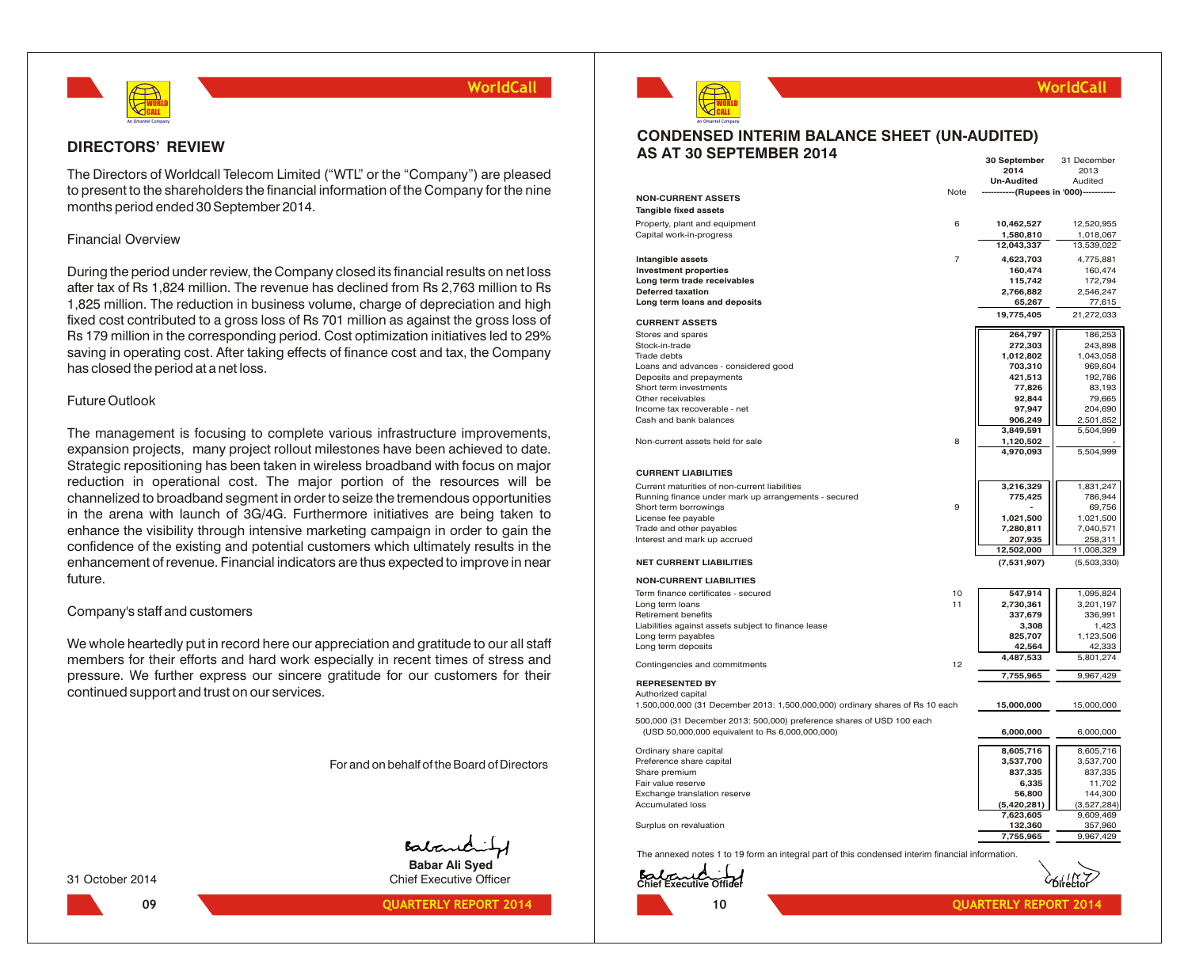## DIRECTORS' REVIEW

The Directors of Worldcall Telecom Limited ("WTL" or the "Company") are pleased to present to the shareholders the financial information of the Company for the nine months period ended 30 September 2014.

### Financial Overview

During the period under review, the Company closed its financial results on net loss after tax of Rs 1,824 million. The revenue has declined from Rs 2,763 million to Rs 1,825 million. The reduction in business volume, charge of depreciation and high fixed cost contributed to a gross loss of Rs 701 million as against the gross loss of Rs 179 million in the corresponding period. Cost optimization initiatives led to 29% saving in operating cost. After taking effects of finance cost and tax, the Company has closed the period at a net loss.

### Future Outlook

The management is focusing to complete various infrastructure improvements, expansion projects, many project rollout milestones have been achieved to date. Strategic repositioning has been taken in wireless broadband with focus on major reduction in operational cost. The major portion of the resources will be channelized to broadband segment in order to seize the tremendous opportunities in the arena with launch of 3G/4G. Furthermore initiatives are being taken to enhance the visibility through intensive marketing campaign in order to gain the confidence of the existing and potential customers which ultimately results in the enhancement of revenue. Financial indicators are thus expected to improve in near future.

### Company's staff and customers

We whole heartedly put in record here our appreciation and gratitude to our all staff members for their efforts and hard work especially in recent times of stress and pressure. We further express our sincere gratitude for our customers for their continued support and trust on our services.

For and on behalf of the Board of Directors

31 October 2014

**Babar Ali Syed**
Chief Executive Officer

## CONDENSED INTERIM BALANCE SHEET (UN-AUDITED) AS AT 30 SEPTEMBER 2014

| | Note | 30 September 2014 Un-Audited | 31 December 2013 Audited |
|---|---|---|---|
| | | -----------(Rupees in '000)----------- | |
| **NON-CURRENT ASSETS** | | | |
| **Tangible fixed assets** | | | |
| Property, plant and equipment | 6 | **10,462,527** | 12,520,955 |
| Capital work-in-progress | | **1,580,810** | 1,018,067 |
| | | **12,043,337** | 13,539,022 |
| **Intangible assets** | 7 | **4,623,703** | 4,775,881 |
| **Investment properties** | | **160,474** | 160,474 |
| **Long term trade receivables** | | **115,742** | 172,794 |
| **Deferred taxation** | | **2,766,882** | 2,546,247 |
| **Long term loans and deposits** | | **65,267** | 77,615 |
| | | **19,775,405** | 21,272,033 |
| **CURRENT ASSETS** | | | |
| Stores and spares | | **264,797** | 186,253 |
| Stock-in-trade | | **272,303** | 243,898 |
| Trade debts | | **1,012,802** | 1,043,058 |
| Loans and advances - considered good | | **703,310** | 969,604 |
| Deposits and prepayments | | **421,513** | 192,786 |
| Short term investments | | **77,826** | 83,193 |
| Other receivables | | **92,844** | 79,665 |
| Income tax recoverable - net | | **97,947** | 204,690 |
| Cash and bank balances | | **906,249** | 2,501,852 |
| | | **3,849,591** | 5,504,999 |
| Non-current assets held for sale | 8 | **1,120,502** | - |
| | | **4,970,093** | 5,504,999 |
| **CURRENT LIABILITIES** | | | |
| Current maturities of non-current liabilities | | **3,216,329** | 1,831,247 |
| Running finance under mark up arrangements - secured | | **775,425** | 786,944 |
| Short term borrowings | 9 | **-** | 69,756 |
| License fee payable | | **1,021,500** | 1,021,500 |
| Trade and other payables | | **7,280,811** | 7,040,571 |
| Interest and mark up accrued | | **207,935** | 258,311 |
| | | **12,502,000** | 11,008,329 |
| **NET CURRENT LIABILITIES** | | **(7,531,907)** | (5,503,330) |
| **NON-CURRENT LIABILITIES** | | | |
| Term finance certificates - secured | 10 | **547,914** | 1,095,824 |
| Long term loans | 11 | **2,730,361** | 3,201,197 |
| Retirement benefits | | **337,679** | 336,991 |
| Liabilities against assets subject to finance lease | | **3,308** | 1,423 |
| Long term payables | | **825,707** | 1,123,506 |
| Long term deposits | | **42,564** | 42,333 |
| | | **4,487,533** | 5,801,274 |
| Contingencies and commitments | 12 | | |
| | | **7,755,965** | 9,967,429 |
| **REPRESENTED BY** | | | |
| Authorized capital | | | |
| 1,500,000,000 (31 December 2013: 1,500,000,000) ordinary shares of Rs 10 each | | **15,000,000** | 15,000,000 |
| 500,000 (31 December 2013: 500,000) preference shares of USD 100 each (USD 50,000,000 equivalent to Rs 6,000,000,000) | | **6,000,000** | 6,000,000 |
| Ordinary share capital | | **8,605,716** | 8,605,716 |
| Preference share capital | | **3,537,700** | 3,537,700 |
| Share premium | | **837,335** | 837,335 |
| Fair value reserve | | **6,335** | 11,702 |
| Exchange translation reserve | | **56,800** | 144,300 |
| Accumulated loss | | **(5,420,281)** | (3,527,284) |
| | | **7,623,605** | 9,609,469 |
| Surplus on revaluation | | **132,360** | 357,960 |
| | | **7,755,965** | 9,967,429 |

The annexed notes 1 to 19 form an integral part of this condensed interim financial information.

**Chief Executive Officer** **Director**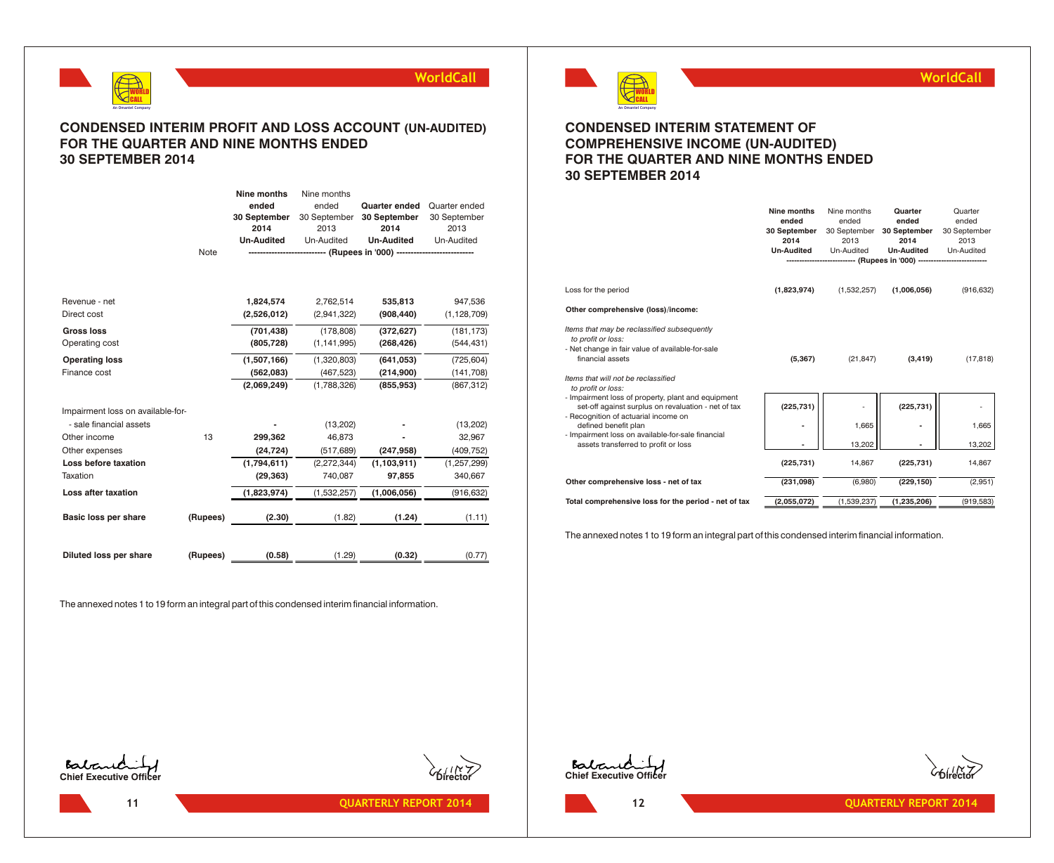# CONDENSED INTERIM PROFIT AND LOSS ACCOUNT (UN-AUDITED) FOR THE QUARTER AND NINE MONTHS ENDED 30 SEPTEMBER 2014

| | Note | Nine months ended 30 September 2014 Un-Audited | Nine months ended 30 September 2013 Un-Audited | Quarter ended 30 September 2014 Un-Audited | Quarter ended 30 September 2013 Un-Audited |
|---|---|---|---|---|---|
| | | (Rupees in '000) | | | |
| Revenue - net | | 1,824,574 | 2,762,514 | 535,813 | 947,536 |
| Direct cost | | (2,526,012) | (2,941,322) | (908,440) | (1,128,709) |
| **Gross loss** | | (701,438) | (178,808) | (372,627) | (181,173) |
| Operating cost | | (805,728) | (1,141,995) | (268,426) | (544,431) |
| **Operating loss** | | (1,507,166) | (1,320,803) | (641,053) | (725,604) |
| Finance cost | | (562,083) | (467,523) | (214,900) | (141,708) |
| | | (2,069,249) | (1,788,326) | (855,953) | (867,312) |
| Impairment loss on available-for- - sale financial assets | | - | (13,202) | - | (13,202) |
| Other income | 13 | 299,362 | 46,873 | - | 32,967 |
| Other expenses | | (24,724) | (517,689) | (247,958) | (409,752) |
| **Loss before taxation** | | (1,794,611) | (2,272,344) | (1,103,911) | (1,257,299) |
| Taxation | | (29,363) | 740,087 | 97,855 | 340,667 |
| **Loss after taxation** | | (1,823,974) | (1,532,257) | (1,006,056) | (916,632) |
| **Basic loss per share** | (Rupees) | (2.30) | (1.82) | (1.24) | (1.11) |
| **Diluted loss per share** | (Rupees) | (0.58) | (1.29) | (0.32) | (0.77) |

The annexed notes 1 to 19 form an integral part of this condensed interim financial information.

Chief Executive Officer

Director

# CONDENSED INTERIM STATEMENT OF COMPREHENSIVE INCOME (UN-AUDITED) FOR THE QUARTER AND NINE MONTHS ENDED 30 SEPTEMBER 2014

| | Nine months ended 30 September 2014 Un-Audited | Nine months ended 30 September 2013 Un-Audited | Quarter ended 30 September 2014 Un-Audited | Quarter ended 30 September 2013 Un-Audited |
|---|---|---|---|---|
| | (Rupees in '000) | | | |
| Loss for the period | (1,823,974) | (1,532,257) | (1,006,056) | (916,632) |
| **Other comprehensive (loss)/income:** | | | | |
| *Items that may be reclassified subsequently to profit or loss:* | | | | |
| - Net change in fair value of available-for-sale financial assets | (5,367) | (21,847) | (3,419) | (17,818) |
| *Items that will not be reclassified to profit or loss:* | | | | |
| - Impairment loss of property, plant and equipment set-off against surplus on revaluation - net of tax | (225,731) | - | (225,731) | - |
| - Recognition of actuarial income on defined benefit plan | - | 1,665 | - | 1,665 |
| - Impairment loss on available-for-sale financial assets transferred to profit or loss | - | 13,202 | - | 13,202 |
| | (225,731) | 14,867 | (225,731) | 14,867 |
| **Other comprehensive loss - net of tax** | (231,098) | (6,980) | (229,150) | (2,951) |
| **Total comprehensive loss for the period - net of tax** | (2,055,072) | (1,539,237) | (1,235,206) | (919,583) |

The annexed notes 1 to 19 form an integral part of this condensed interim financial information.

Chief Executive Officer

Director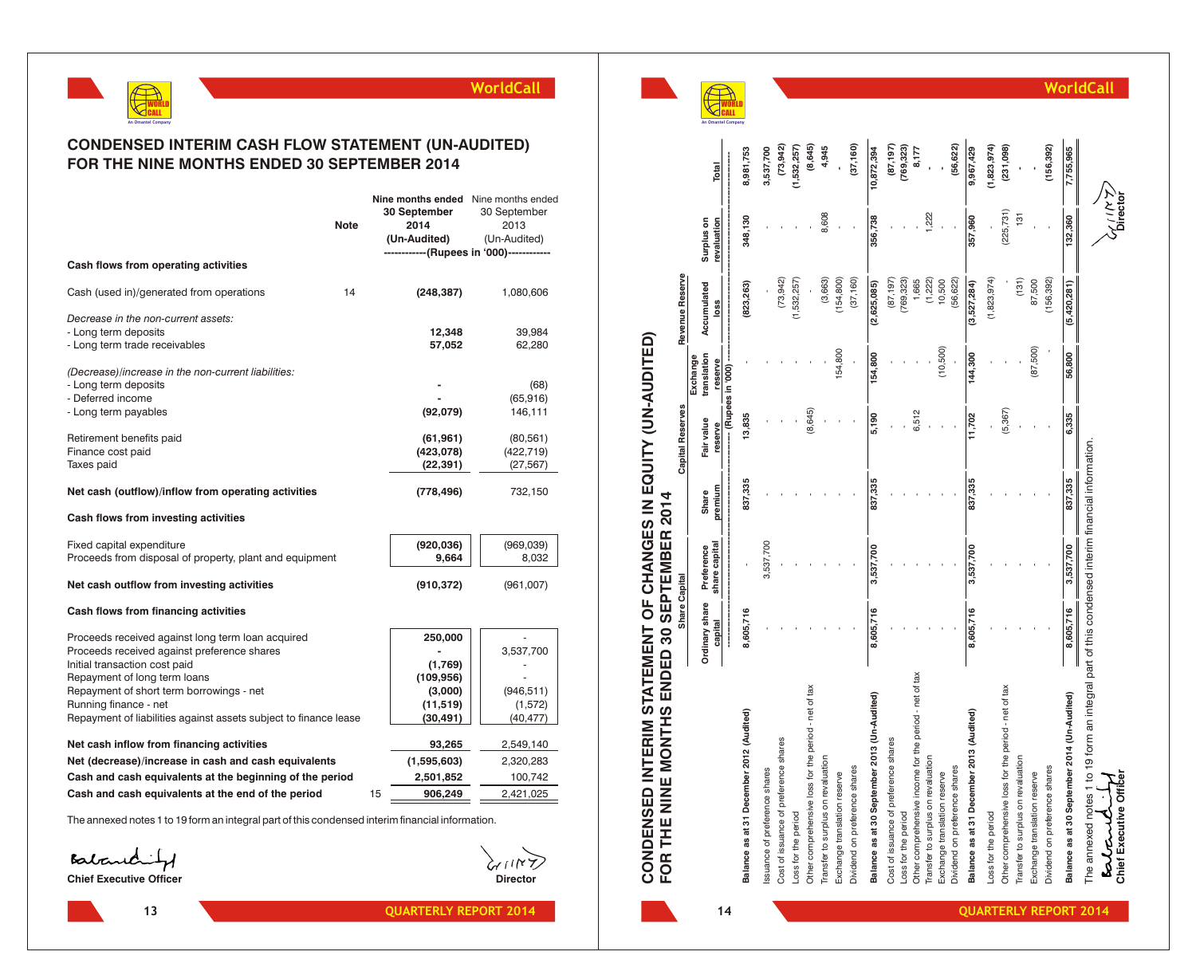# CONDENSED INTERIM CASH FLOW STATEMENT (UN-AUDITED)
# FOR THE NINE MONTHS ENDED 30 SEPTEMBER 2014

| | Note | Nine months ended 30 September 2014 (Un-Audited) | Nine months ended 30 September 2013 (Un-Audited) |
|---|---|---|---|
| | | ------------(Rupees in '000)------------ | |
| **Cash flows from operating activities** | | | |
| Cash (used in)/generated from operations | 14 | **(248,387)** | 1,080,606 |
| *Decrease in the non-current assets:* | | | |
| - Long term deposits | | **12,348** | 39,984 |
| - Long term trade receivables | | **57,052** | 62,280 |
| *(Decrease)/increase in the non-current liabilities:* | | | |
| - Long term deposits | | **-** | (68) |
| - Deferred income | | **-** | (65,916) |
| - Long term payables | | **(92,079)** | 146,111 |
| Retirement benefits paid | | **(61,961)** | (80,561) |
| Finance cost paid | | **(423,078)** | (422,719) |
| Taxes paid | | **(22,391)** | (27,567) |
| **Net cash (outflow)/inflow from operating activities** | | **(778,496)** | 732,150 |
| **Cash flows from investing activities** | | | |
| Fixed capital expenditure | | **(920,036)** | (969,039) |
| Proceeds from disposal of property, plant and equipment | | **9,664** | 8,032 |
| **Net cash outflow from investing activities** | | **(910,372)** | (961,007) |
| **Cash flows from financing activities** | | | |
| Proceeds received against long term loan acquired | | **250,000** | - |
| Proceeds received against preference shares | | **-** | 3,537,700 |
| Initial transaction cost paid | | **(1,769)** | - |
| Repayment of long term loans | | **(109,956)** | - |
| Repayment of short term borrowings - net | | **(3,000)** | (946,511) |
| Running finance - net | | **(11,519)** | (1,572) |
| Repayment of liabilities against assets subject to finance lease | | **(30,491)** | (40,477) |
| **Net cash inflow from financing activities** | | **93,265** | 2,549,140 |
| **Net (decrease)/increase in cash and cash equivalents** | | **(1,595,603)** | 2,320,283 |
| **Cash and cash equivalents at the beginning of the period** | | **2,501,852** | 100,742 |
| **Cash and cash equivalents at the end of the period** | 15 | **906,249** | 2,421,025 |

The annexed notes 1 to 19 form an integral part of this condensed interim financial information.

**Chief Executive Officer** — **Director**

# CONDENSED INTERIM STATEMENT OF CHANGES IN EQUITY (UN-AUDITED)
# FOR THE NINE MONTHS ENDED 30 SEPTEMBER 2014

| | Share Capital | | Capital Reserves | | | Revenue Reserve | | |
|---|---|---|---|---|---|---|---|---|
| | Ordinary share capital | Preference share capital | Share premium | Fair value reserve | Exchange translation reserve | Accumulated loss | Surplus on revaluation | Total |
| | ---------- | ---------- | ---------- | (Rupees in '000) | ---------- | ---------- | ---------- | ---------- |
| **Balance as at 31 December 2012 (Audited)** | **8,605,716** | **-** | **837,335** | **13,835** | **-** | **(823,263)** | **348,130** | **8,981,753** |
| Issuance of preference shares | - | 3,537,700 | - | - | - | - | - | 3,537,700 |
| Cost of issuance of preference shares | - | - | - | - | - | (73,942) | - | (73,942) |
| Loss for the period | - | - | - | - | - | (1,532,257) | - | (1,532,257) |
| Other comprehensive loss for the period - net of tax | - | - | - | (8,645) | - | - | - | (8,645) |
| Transfer to surplus on revaluation | - | - | - | - | - | (3,663) | 8,608 | 4,945 |
| Exchange translation reserve | - | - | - | - | 154,800 | (154,800) | - | - |
| Dividend on preference shares | - | - | - | - | - | (37,160) | - | (37,160) |
| **Balance as at 30 September 2013 (Un-Audited)** | **8,605,716** | **3,537,700** | **837,335** | **5,190** | **154,800** | **(2,625,085)** | **356,738** | **10,872,394** |
| Cost of issuance of preference shares | - | - | - | - | - | (87,197) | - | (87,197) |
| Loss for the period | - | - | - | - | - | (769,323) | - | (769,323) |
| Other comprehensive income for the period - net of tax | - | - | - | 6,512 | - | 1,665 | - | 8,177 |
| Transfer to surplus on revaluation | - | - | - | - | - | (1,222) | 1,222 | - |
| Exchange translation reserve | - | - | - | - | (10,500) | 10,500 | - | - |
| Dividend on preference shares | - | - | - | - | - | (56,622) | - | (56,622) |
| **Balance as at 31 December 2013 (Audited)** | **8,605,716** | **3,537,700** | **837,335** | **11,702** | **144,300** | **(3,527,284)** | **357,960** | **9,967,429** |
| Loss for the period | - | - | - | - | - | (1,823,974) | - | (1,823,974) |
| Other comprehensive loss for the period - net of tax | - | - | - | (5,367) | - | - | (225,731) | (231,098) |
| Transfer to surplus on revaluation | - | - | - | - | - | (131) | 131 | - |
| Exchange translation reserve | - | - | - | - | (87,500) | 87,500 | - | - |
| Dividend on preference shares | - | - | - | - | - | (156,392) | - | (156,392) |
| **Balance as at 30 September 2014 (Un-Audited)** | **8,605,716** | **3,537,700** | **837,335** | **6,335** | **56,800** | **(5,420,281)** | **132,360** | **7,755,965** |

The annexed notes 1 to 19 form an integral part of this condensed interim financial information.

**Chief Executive Officer** — **Director**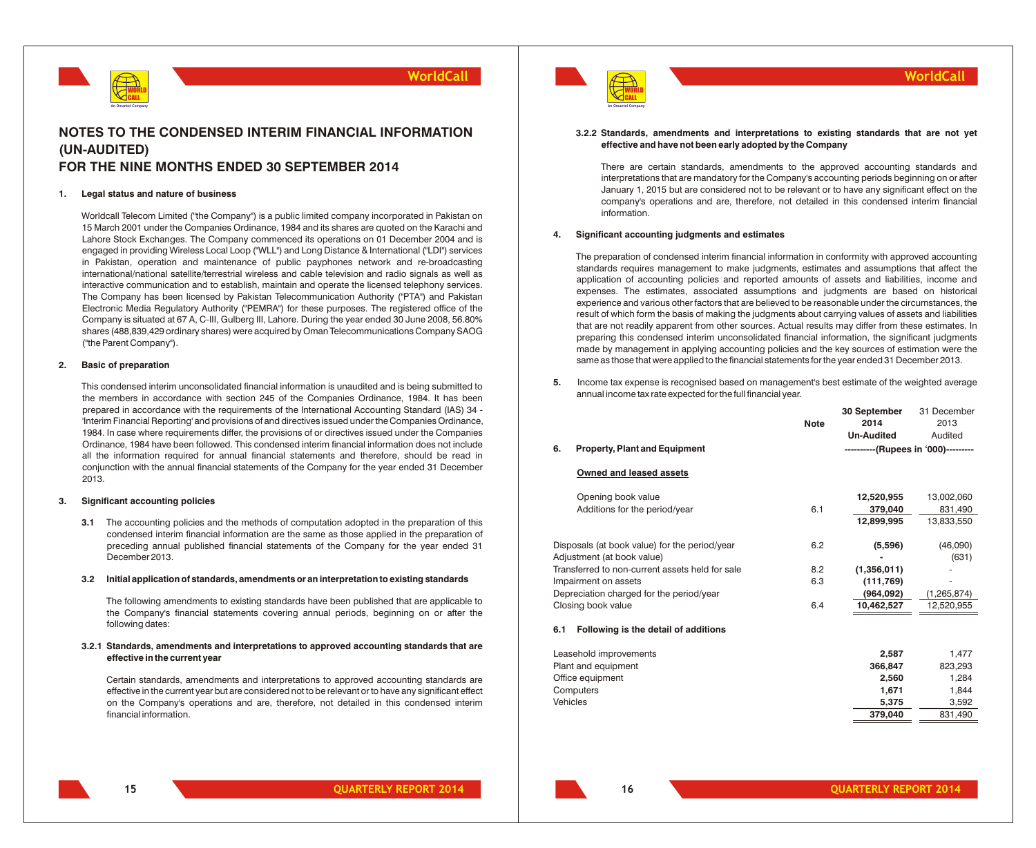# NOTES TO THE CONDENSED INTERIM FINANCIAL INFORMATION (UN-AUDITED)
# FOR THE NINE MONTHS ENDED 30 SEPTEMBER 2014

**1. Legal status and nature of business**

Worldcall Telecom Limited ("the Company") is a public limited company incorporated in Pakistan on 15 March 2001 under the Companies Ordinance, 1984 and its shares are quoted on the Karachi and Lahore Stock Exchanges. The Company commenced its operations on 01 December 2004 and is engaged in providing Wireless Local Loop ("WLL") and Long Distance & International ("LDI") services in Pakistan, operation and maintenance of public payphones network and re-broadcasting international/national satellite/terrestrial wireless and cable television and radio signals as well as interactive communication and to establish, maintain and operate the licensed telephony services. The Company has been licensed by Pakistan Telecommunication Authority ("PTA") and Pakistan Electronic Media Regulatory Authority ("PEMRA") for these purposes. The registered office of the Company is situated at 67 A, C-III, Gulberg III, Lahore. During the year ended 30 June 2008, 56.80% shares (488,839,429 ordinary shares) were acquired by Oman Telecommunications Company SAOG ("the Parent Company").

**2. Basic of preparation**

This condensed interim unconsolidated financial information is unaudited and is being submitted to the members in accordance with section 245 of the Companies Ordinance, 1984. It has been prepared in accordance with the requirements of the International Accounting Standard (IAS) 34 - 'Interim Financial Reporting' and provisions of and directives issued under the Companies Ordinance, 1984. In case where requirements differ, the provisions of or directives issued under the Companies Ordinance, 1984 have been followed. This condensed interim financial information does not include all the information required for annual financial statements and therefore, should be read in conjunction with the annual financial statements of the Company for the year ended 31 December 2013.

**3. Significant accounting policies**

**3.1** The accounting policies and the methods of computation adopted in the preparation of this condensed interim financial information are the same as those applied in the preparation of preceding annual published financial statements of the Company for the year ended 31 December 2013.

**3.2 Initial application of standards, amendments or an interpretation to existing standards**

The following amendments to existing standards have been published that are applicable to the Company's financial statements covering annual periods, beginning on or after the following dates:

**3.2.1 Standards, amendments and interpretations to approved accounting standards that are effective in the current year**

Certain standards, amendments and interpretations to approved accounting standards are effective in the current year but are considered not to be relevant or to have any significant effect on the Company's operations and are, therefore, not detailed in this condensed interim financial information.

**3.2.2 Standards, amendments and interpretations to existing standards that are not yet effective and have not been early adopted by the Company**

There are certain standards, amendments to the approved accounting standards and interpretations that are mandatory for the Company's accounting periods beginning on or after January 1, 2015 but are considered not to be relevant or to have any significant effect on the company's operations and are, therefore, not detailed in this condensed interim financial information.

**4. Significant accounting judgments and estimates**

The preparation of condensed interim financial information in conformity with approved accounting standards requires management to make judgments, estimates and assumptions that affect the application of accounting policies and reported amounts of assets and liabilities, income and expenses. The estimates, associated assumptions and judgments are based on historical experience and various other factors that are believed to be reasonable under the circumstances, the result of which form the basis of making the judgments about carrying values of assets and liabilities that are not readily apparent from other sources. Actual results may differ from these estimates. In preparing this condensed interim unconsolidated financial information, the significant judgments made by management in applying accounting policies and the key sources of estimation were the same as those that were applied to the financial statements for the year ended 31 December 2013.

**5.** Income tax expense is recognised based on management's best estimate of the weighted average annual income tax rate expected for the full financial year.

| | Note | 30 September 2014 Un-Audited | 31 December 2013 Audited |
|---|---|---|---|
| **6. Property, Plant and Equipment** | | ----------(Rupees in '000)--------- | |
| **Owned and leased assets** | | | |
| Opening book value | | **12,520,955** | 13,002,060 |
| Additions for the period/year | 6.1 | **379,040** | 831,490 |
| | | **12,899,995** | 13,833,550 |
| Disposals (at book value) for the period/year | 6.2 | **(5,596)** | (46,090) |
| Adjustment (at book value) | | **-** | (631) |
| Transferred to non-current assets held for sale | 8.2 | **(1,356,011)** | - |
| Impairment on assets | 6.3 | **(111,769)** | - |
| Depreciation charged for the period/year | | **(964,092)** | (1,265,874) |
| Closing book value | 6.4 | **10,462,527** | 12,520,955 |

**6.1 Following is the detail of additions**

| | 30 September 2014 | 31 December 2013 |
|---|---|---|
| Leasehold improvements | **2,587** | 1,477 |
| Plant and equipment | **366,847** | 823,293 |
| Office equipment | **2,560** | 1,284 |
| Computers | **1,671** | 1,844 |
| Vehicles | **5,375** | 3,592 |
| | **379,040** | 831,490 |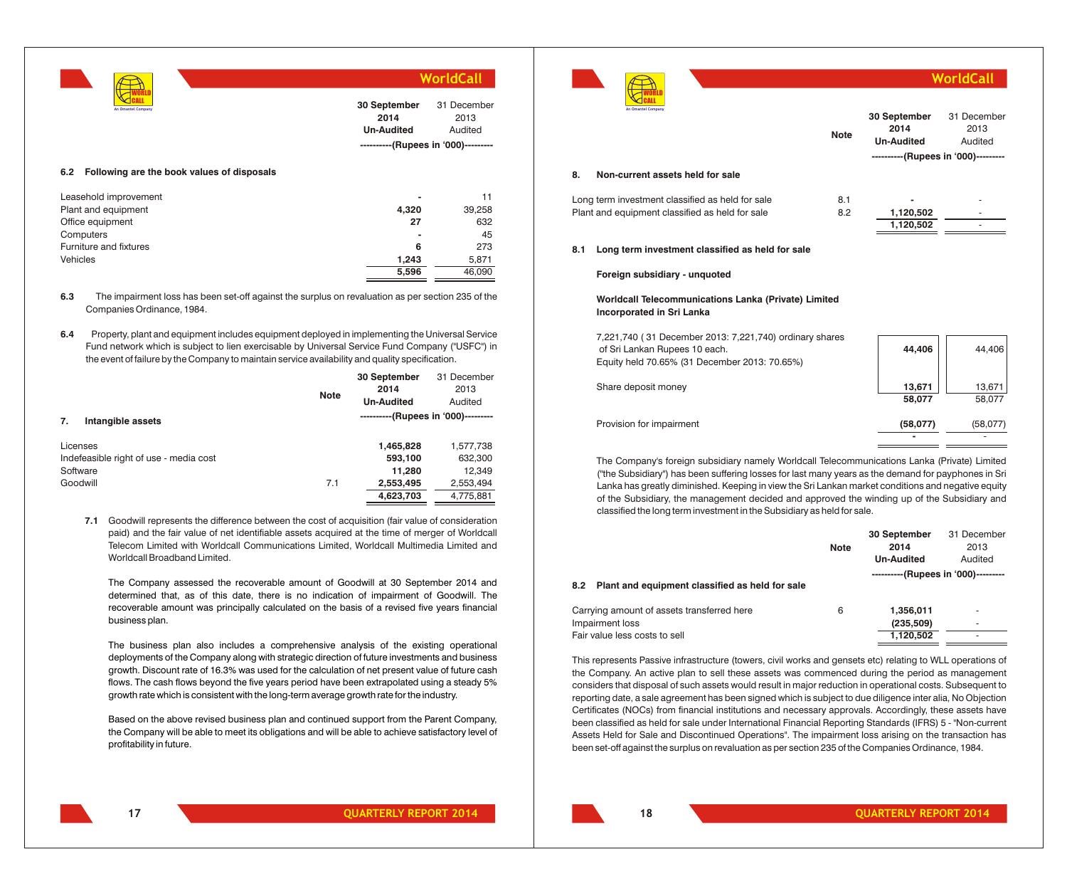| | 30 September 2014 Un-Audited | 31 December 2013 Audited |
|---|---|---|
| | ----------(Rupees in '000)--------- | |

**6.2 Following are the book values of disposals**

| | 30 September 2014 | 31 December 2013 |
|---|---|---|
| Leasehold improvement | - | 11 |
| Plant and equipment | 4,320 | 39,258 |
| Office equipment | 27 | 632 |
| Computers | - | 45 |
| Furniture and fixtures | 6 | 273 |
| Vehicles | 1,243 | 5,871 |
| | 5,596 | 46,090 |

**6.3** The impairment loss has been set-off against the surplus on revaluation as per section 235 of the Companies Ordinance, 1984.

**6.4** Property, plant and equipment includes equipment deployed in implementing the Universal Service Fund network which is subject to lien exercisable by Universal Service Fund Company ("USFC") in the event of failure by the Company to maintain service availability and quality specification.

## 7. Intangible assets

| | Note | 30 September 2014 Un-Audited | 31 December 2013 Audited |
|---|---|---|---|
| | | ----------(Rupees in '000)--------- | |
| Licenses | | 1,465,828 | 1,577,738 |
| Indefeasible right of use - media cost | | 593,100 | 632,300 |
| Software | | 11,280 | 12,349 |
| Goodwill | 7.1 | 2,553,495 | 2,553,494 |
| | | 4,623,703 | 4,775,881 |

**7.1** Goodwill represents the difference between the cost of acquisition (fair value of consideration paid) and the fair value of net identifiable assets acquired at the time of merger of Worldcall Telecom Limited with Worldcall Communications Limited, Worldcall Multimedia Limited and Worldcall Broadband Limited.

The Company assessed the recoverable amount of Goodwill at 30 September 2014 and determined that, as of this date, there is no indication of impairment of Goodwill. The recoverable amount was principally calculated on the basis of a revised five years financial business plan.

The business plan also includes a comprehensive analysis of the existing operational deployments of the Company along with strategic direction of future investments and business growth. Discount rate of 16.3% was used for the calculation of net present value of future cash flows. The cash flows beyond the five years period have been extrapolated using a steady 5% growth rate which is consistent with the long-term average growth rate for the industry.

Based on the above revised business plan and continued support from the Parent Company, the Company will be able to meet its obligations and will be able to achieve satisfactory level of profitability in future.

## 8. Non-current assets held for sale

| | Note | 30 September 2014 Un-Audited | 31 December 2013 Audited |
|---|---|---|---|
| | | ----------(Rupees in '000)--------- | |
| Long term investment classified as held for sale | 8.1 | - | - |
| Plant and equipment classified as held for sale | 8.2 | 1,120,502 | - |
| | | 1,120,502 | - |

### 8.1 Long term investment classified as held for sale

**Foreign subsidiary - unquoted**

**Worldcall Telecommunications Lanka (Private) Limited Incorporated in Sri Lanka**

| | 30 September 2014 | 31 December 2013 |
|---|---|---|
| 7,221,740 ( 31 December 2013: 7,221,740) ordinary shares of Sri Lankan Rupees 10 each. Equity held 70.65% (31 December 2013: 70.65%) | 44,406 | 44,406 |
| Share deposit money | 13,671 | 13,671 |
| | 58,077 | 58,077 |
| Provision for impairment | (58,077) | (58,077) |
| | - | - |

The Company's foreign subsidiary namely Worldcall Telecommunications Lanka (Private) Limited ("the Subsidiary") has been suffering losses for last many years as the demand for payphones in Sri Lanka has greatly diminished. Keeping in view the Sri Lankan market conditions and negative equity of the Subsidiary, the management decided and approved the winding up of the Subsidiary and classified the long term investment in the Subsidiary as held for sale.

### 8.2 Plant and equipment classified as held for sale

| | Note | 30 September 2014 Un-Audited | 31 December 2013 Audited |
|---|---|---|---|
| | | ----------(Rupees in '000)--------- | |
| Carrying amount of assets transferred here | 6 | 1,356,011 | - |
| Impairment loss | | (235,509) | - |
| Fair value less costs to sell | | 1,120,502 | - |

This represents Passive infrastructure (towers, civil works and gensets etc) relating to WLL operations of the Company. An active plan to sell these assets was commenced during the period as management considers that disposal of such assets would result in major reduction in operational costs. Subsequent to reporting date, a sale agreement has been signed which is subject to due diligence inter alia, No Objection Certificates (NOCs) from financial institutions and necessary approvals. Accordingly, these assets have been classified as held for sale under International Financial Reporting Standards (IFRS) 5 - "Non-current Assets Held for Sale and Discontinued Operations". The impairment loss arising on the transaction has been set-off against the surplus on revaluation as per section 235 of the Companies Ordinance, 1984.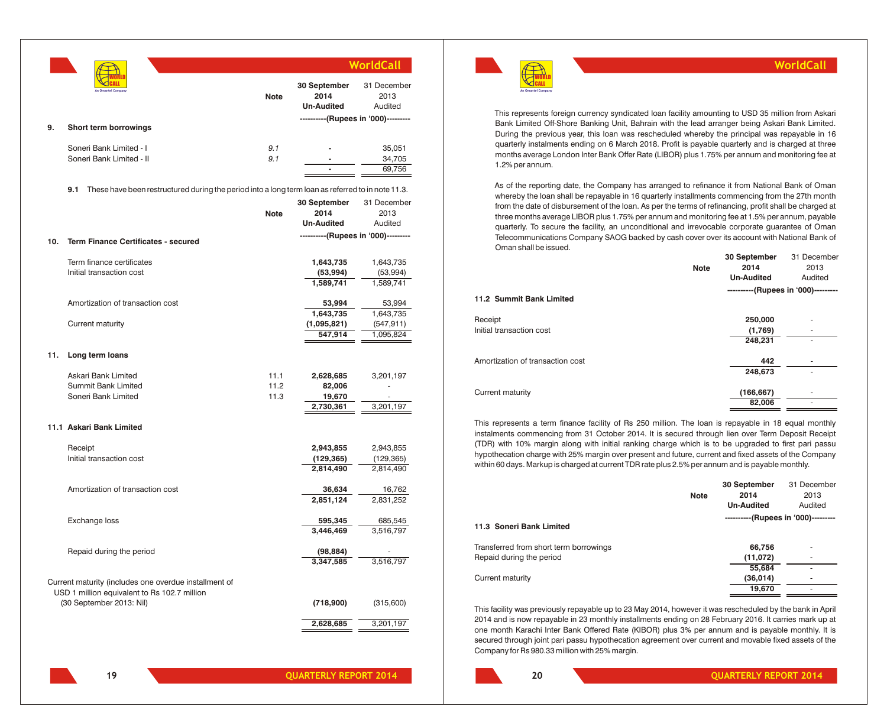| | Note | 30 September 2014 Un-Audited | 31 December 2013 Audited |
|---|---|---|---|
| | | ----------(Rupees in '000)--------- | |
| **9. Short term borrowings** | | | |
| Soneri Bank Limited - I | 9.1 | - | 35,051 |
| Soneri Bank Limited - II | 9.1 | - | 34,705 |
| | | - | 69,756 |

**9.1** These have been restructured during the period into a long term loan as referred to in note 11.3.

| | Note | 30 September 2014 Un-Audited | 31 December 2013 Audited |
|---|---|---|---|
| | | ----------(Rupees in '000)--------- | |
| **10. Term Finance Certificates - secured** | | | |
| Term finance certificates | | 1,643,735 | 1,643,735 |
| Initial transaction cost | | (53,994) | (53,994) |
| | | 1,589,741 | 1,589,741 |
| Amortization of transaction cost | | 53,994 | 53,994 |
| | | 1,643,735 | 1,643,735 |
| Current maturity | | (1,095,821) | (547,911) |
| | | 547,914 | 1,095,824 |
| **11. Long term loans** | | | |
| Askari Bank Limited | 11.1 | 2,628,685 | 3,201,197 |
| Summit Bank Limited | 11.2 | 82,006 | - |
| Soneri Bank Limited | 11.3 | 19,670 | - |
| | | 2,730,361 | 3,201,197 |
| **11.1 Askari Bank Limited** | | | |
| Receipt | | 2,943,855 | 2,943,855 |
| Initial transaction cost | | (129,365) | (129,365) |
| | | 2,814,490 | 2,814,490 |
| Amortization of transaction cost | | 36,634 | 16,762 |
| | | 2,851,124 | 2,831,252 |
| Exchange loss | | 595,345 | 685,545 |
| | | 3,446,469 | 3,516,797 |
| Repaid during the period | | (98,884) | - |
| | | 3,347,585 | 3,516,797 |
| Current maturity (includes one overdue installment of USD 1 million equivalent to Rs 102.7 million (30 September 2013: Nil) | | (718,900) | (315,600) |
| | | 2,628,685 | 3,201,197 |

This represents foreign currency syndicated loan facility amounting to USD 35 million from Askari Bank Limited Off-Shore Banking Unit, Bahrain with the lead arranger being Askari Bank Limited. During the previous year, this loan was rescheduled whereby the principal was repayable in 16 quarterly instalments ending on 6 March 2018. Profit is payable quarterly and is charged at three months average London Inter Bank Offer Rate (LIBOR) plus 1.75% per annum and monitoring fee at 1.2% per annum.

As of the reporting date, the Company has arranged to refinance it from National Bank of Oman whereby the loan shall be repayable in 16 quarterly installments commencing from the 27th month from the date of disbursement of the loan. As per the terms of refinancing, profit shall be charged at three months average LIBOR plus 1.75% per annum and monitoring fee at 1.5% per annum, payable quarterly. To secure the facility, an unconditional and irrevocable corporate guarantee of Oman Telecommunications Company SAOG backed by cash cover over its account with National Bank of Oman shall be issued.

| | Note | 30 September 2014 Un-Audited | 31 December 2013 Audited |
|---|---|---|---|
| | | ----------(Rupees in '000)--------- | |
| **11.2 Summit Bank Limited** | | | |
| Receipt | | 250,000 | - |
| Initial transaction cost | | (1,769) | - |
| | | 248,231 | - |
| Amortization of transaction cost | | 442 | - |
| | | 248,673 | - |
| Current maturity | | (166,667) | - |
| | | 82,006 | - |

This represents a term finance facility of Rs 250 million. The loan is repayable in 18 equal monthly instalments commencing from 31 October 2014. It is secured through lien over Term Deposit Receipt (TDR) with 10% margin along with initial ranking charge which is to be upgraded to first pari passu hypothecation charge with 25% margin over present and future, current and fixed assets of the Company within 60 days. Markup is charged at current TDR rate plus 2.5% per annum and is payable monthly.

| | Note | 30 September 2014 Un-Audited | 31 December 2013 Audited |
|---|---|---|---|
| | | ----------(Rupees in '000)--------- | |
| **11.3 Soneri Bank Limited** | | | |
| Transferred from short term borrowings | | 66,756 | - |
| Repaid during the period | | (11,072) | - |
| | | 55,684 | - |
| Current maturity | | (36,014) | - |
| | | 19,670 | - |

This facility was previously repayable up to 23 May 2014, however it was rescheduled by the bank in April 2014 and is now repayable in 23 monthly installments ending on 28 February 2016. It carries mark up at one month Karachi Inter Bank Offered Rate (KIBOR) plus 3% per annum and is payable monthly. It is secured through joint pari passu hypothecation agreement over current and movable fixed assets of the Company for Rs 980.33 million with 25% margin.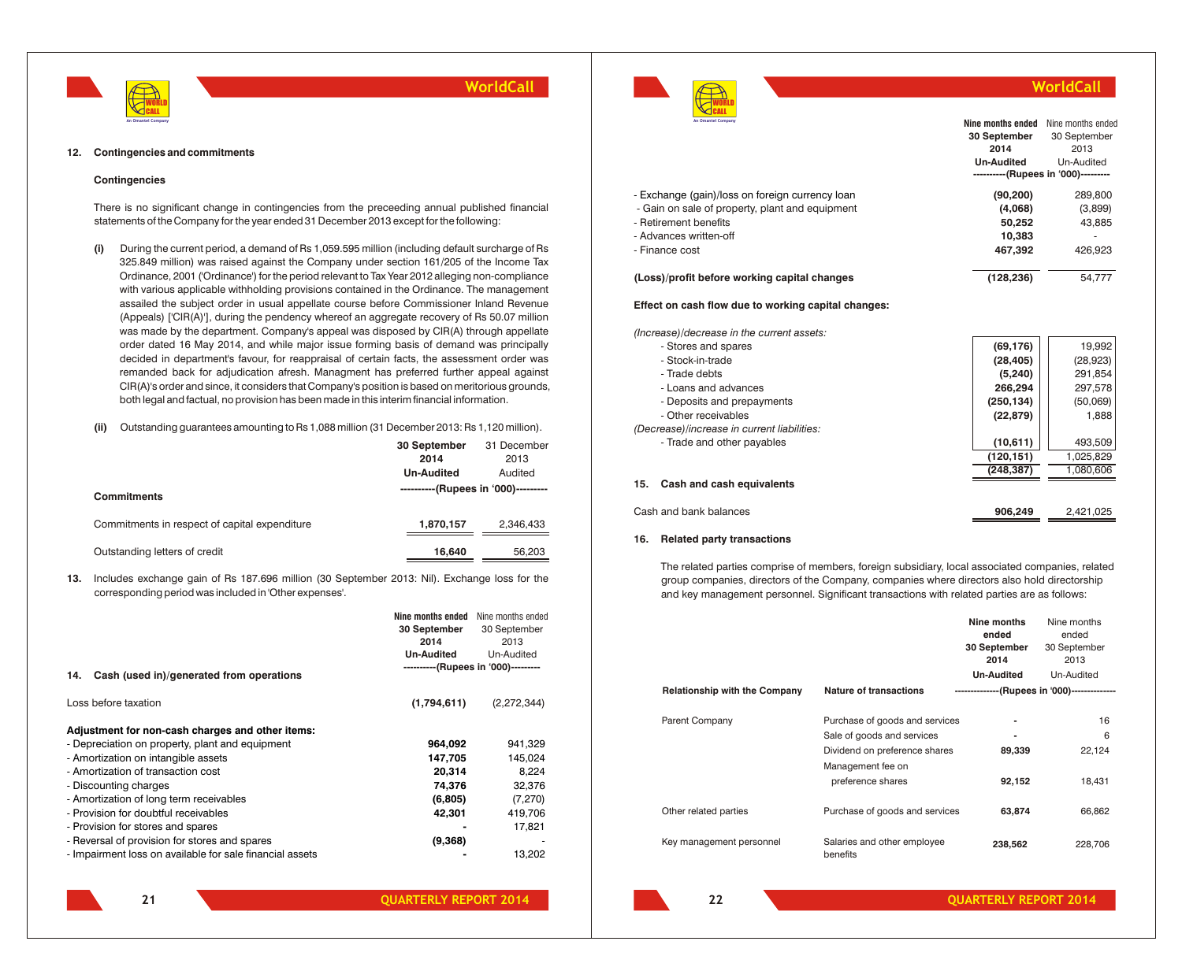12. **Contingencies and commitments**

**Contingencies**

There is no significant change in contingencies from the preceeding annual published financial statements of the Company for the year ended 31 December 2013 except for the following:

**(i)** During the current period, a demand of Rs 1,059.595 million (including default surcharge of Rs 325.849 million) was raised against the Company under section 161/205 of the Income Tax Ordinance, 2001 ('Ordinance') for the period relevant to Tax Year 2012 alleging non-compliance with various applicable withholding provisions contained in the Ordinance. The management assailed the subject order in usual appellate course before Commissioner Inland Revenue (Appeals) ['CIR(A)'], during the pendency whereof an aggregate recovery of Rs 50.07 million was made by the department. Company's appeal was disposed by CIR(A) through appellate order dated 16 May 2014, and while major issue forming basis of demand was principally decided in department's favour, for reappraisal of certain facts, the assessment order was remanded back for adjudication afresh. Managment has preferred further appeal against CIR(A)'s order and since, it considers that Company's position is based on meritorious grounds, both legal and factual, no provision has been made in this interim financial information.

**(ii)** Outstanding guarantees amounting to Rs 1,088 million (31 December 2013: Rs 1,120 million).

| | 30 September 2014 Un-Audited | 31 December 2013 Audited |
|---|---|---|
| | ----------(Rupees in '000)--------- | |
| **Commitments** | | |
| Commitments in respect of capital expenditure | 1,870,157 | 2,346,433 |
| Outstanding letters of credit | 16,640 | 56,203 |

13. Includes exchange gain of Rs 187.696 million (30 September 2013: Nil). Exchange loss for the corresponding period was included in 'Other expenses'.

| | Nine months ended 30 September 2014 Un-Audited | Nine months ended 30 September 2013 Un-Audited |
|---|---|---|
| **14. Cash (used in)/generated from operations** | ----------(Rupees in '000)--------- | |
| Loss before taxation | (1,794,611) | (2,272,344) |
| **Adjustment for non-cash charges and other items:** | | |
| - Depreciation on property, plant and equipment | 964,092 | 941,329 |
| - Amortization on intangible assets | 147,705 | 145,024 |
| - Amortization of transaction cost | 20,314 | 8,224 |
| - Discounting charges | 74,376 | 32,376 |
| - Amortization of long term receivables | (6,805) | (7,270) |
| - Provision for doubtful receivables | 42,301 | 419,706 |
| - Provision for stores and spares | - | 17,821 |
| - Reversal of provision for stores and spares | (9,368) | - |
| - Impairment loss on available for sale financial assets | - | 13,202 |
| - Exchange (gain)/loss on foreign currency loan | (90,200) | 289,800 |
| - Gain on sale of property, plant and equipment | (4,068) | (3,899) |
| - Retirement benefits | 50,252 | 43,885 |
| - Advances written-off | 10,383 | - |
| - Finance cost | 467,392 | 426,923 |
| **(Loss)/profit before working capital changes** | (128,236) | 54,777 |
| **Effect on cash flow due to working capital changes:** | | |
| *(Increase)/decrease in the current assets:* | | |
| - Stores and spares | (69,176) | 19,992 |
| - Stock-in-trade | (28,405) | (28,923) |
| - Trade debts | (5,240) | 291,854 |
| - Loans and advances | 266,294 | 297,578 |
| - Deposits and prepayments | (250,134) | (50,069) |
| - Other receivables | (22,879) | 1,888 |
| *(Decrease)/increase in current liabilities:* | | |
| - Trade and other payables | (10,611) | 493,509 |
| | (120,151) | 1,025,829 |
| | (248,387) | 1,080,606 |

| **15. Cash and cash equivalents** | | |
|---|---|---|
| Cash and bank balances | 906,249 | 2,421,025 |

16. **Related party transactions**

The related parties comprise of members, foreign subsidiary, local associated companies, related group companies, directors of the Company, companies where directors also hold directorship and key management personnel. Significant transactions with related parties are as follows:

| Relationship with the Company | Nature of transactions | Nine months ended 30 September 2014 Un-Audited | Nine months ended 30 September 2013 Un-Audited |
|---|---|---|---|
| | | --------------(Rupees in '000)-------------- | |
| Parent Company | Purchase of goods and services | - | 16 |
| | Sale of goods and services | - | 6 |
| | Dividend on preference shares | 89,339 | 22,124 |
| | Management fee on preference shares | 92,152 | 18,431 |
| Other related parties | Purchase of goods and services | 63,874 | 66,862 |
| Key management personnel | Salaries and other employee benefits | 238,562 | 228,706 |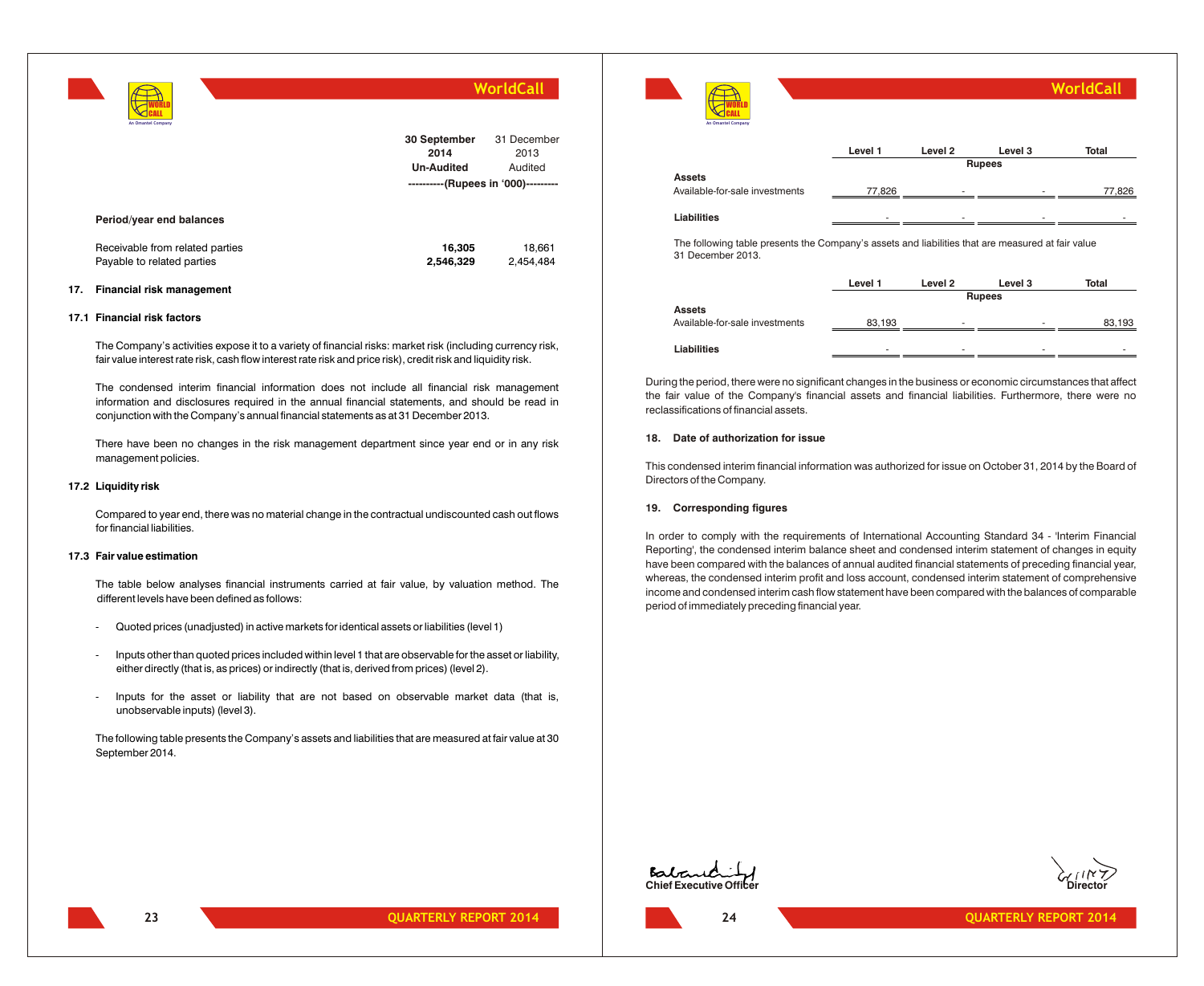| | 30 September 2014 Un-Audited | 31 December 2013 Audited |
|---|---|---|
| | ----------(Rupees in '000)--------- | |
| **Period/year end balances** | | |
| Receivable from related parties | **16,305** | 18,661 |
| Payable to related parties | **2,546,329** | 2,454,484 |

## 17. Financial risk management

### 17.1 Financial risk factors

The Company's activities expose it to a variety of financial risks: market risk (including currency risk, fair value interest rate risk, cash flow interest rate risk and price risk), credit risk and liquidity risk.

The condensed interim financial information does not include all financial risk management information and disclosures required in the annual financial statements, and should be read in conjunction with the Company's annual financial statements as at 31 December 2013.

There have been no changes in the risk management department since year end or in any risk management policies.

### 17.2 Liquidity risk

Compared to year end, there was no material change in the contractual undiscounted cash out flows for financial liabilities.

### 17.3 Fair value estimation

The table below analyses financial instruments carried at fair value, by valuation method. The different levels have been defined as follows:

- Quoted prices (unadjusted) in active markets for identical assets or liabilities (level 1)
- Inputs other than quoted prices included within level 1 that are observable for the asset or liability, either directly (that is, as prices) or indirectly (that is, derived from prices) (level 2).
- Inputs for the asset or liability that are not based on observable market data (that is, unobservable inputs) (level 3).

The following table presents the Company's assets and liabilities that are measured at fair value at 30 September 2014.

| | Level 1 | Level 2 | Level 3 | Total |
|---|---|---|---|---|
| | | Rupees | | |
| **Assets** | | | | |
| Available-for-sale investments | 77,826 | - | - | 77,826 |
| **Liabilities** | - | - | - | - |

The following table presents the Company's assets and liabilities that are measured at fair value 31 December 2013.

| | Level 1 | Level 2 | Level 3 | Total |
|---|---|---|---|---|
| | | Rupees | | |
| **Assets** | | | | |
| Available-for-sale investments | 83,193 | - | - | 83,193 |
| **Liabilities** | - | - | - | - |

During the period, there were no significant changes in the business or economic circumstances that affect the fair value of the Company's financial assets and financial liabilities. Furthermore, there were no reclassifications of financial assets.

## 18. Date of authorization for issue

This condensed interim financial information was authorized for issue on October 31, 2014 by the Board of Directors of the Company.

## 19. Corresponding figures

In order to comply with the requirements of International Accounting Standard 34 - 'Interim Financial Reporting', the condensed interim balance sheet and condensed interim statement of changes in equity have been compared with the balances of annual audited financial statements of preceding financial year, whereas, the condensed interim profit and loss account, condensed interim statement of comprehensive income and condensed interim cash flow statement have been compared with the balances of comparable period of immediately preceding financial year.

**Chief Executive Officer** | **Director**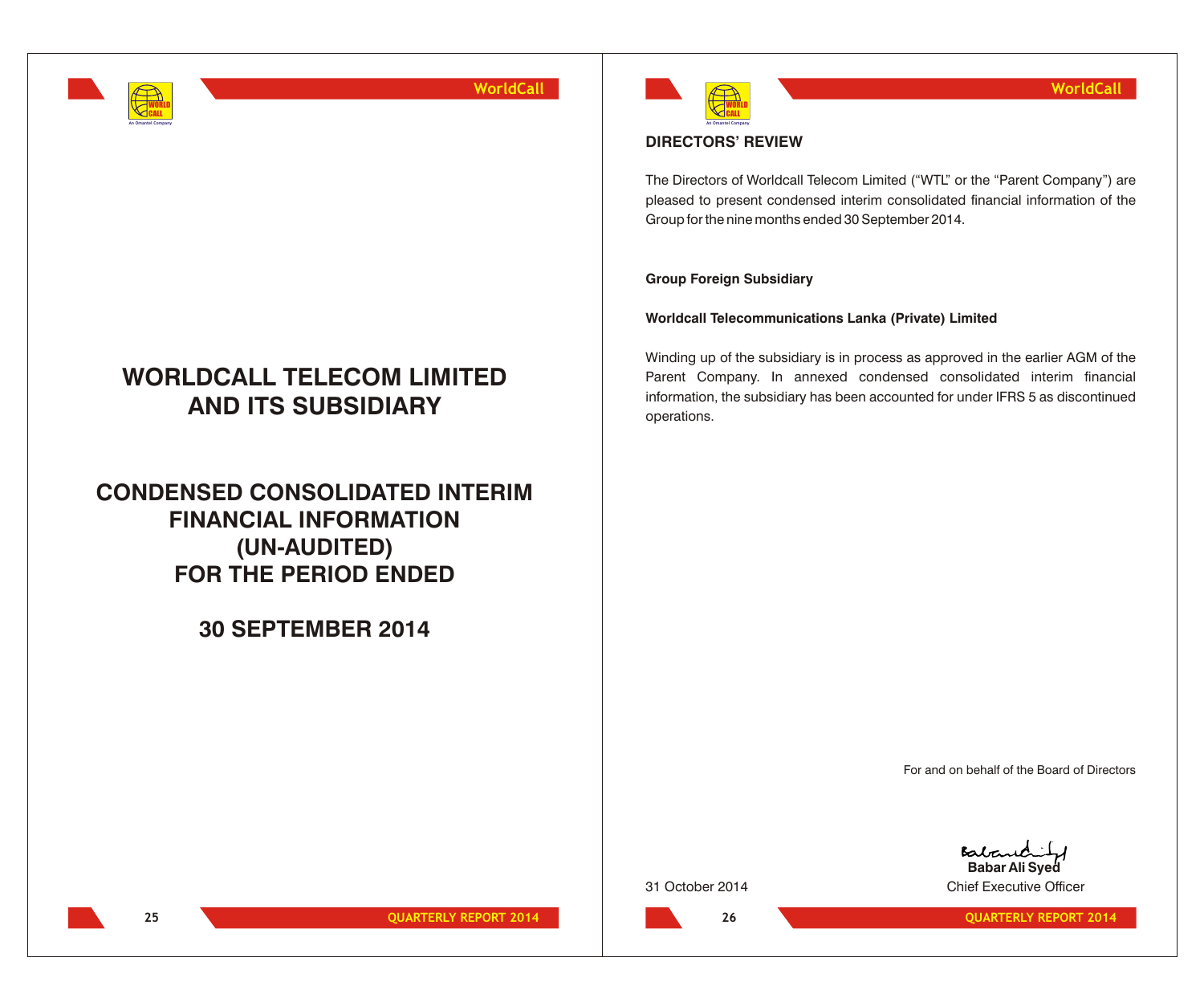# WORLDCALL TELECOM LIMITED AND ITS SUBSIDIARY

# CONDENSED CONSOLIDATED INTERIM FINANCIAL INFORMATION (UN-AUDITED) FOR THE PERIOD ENDED

# 30 SEPTEMBER 2014

## DIRECTORS' REVIEW

The Directors of Worldcall Telecom Limited ("WTL" or the "Parent Company") are pleased to present condensed interim consolidated financial information of the Group for the nine months ended 30 September 2014.

**Group Foreign Subsidiary**

**Worldcall Telecommunications Lanka (Private) Limited**

Winding up of the subsidiary is in process as approved in the earlier AGM of the Parent Company. In annexed condensed consolidated interim financial information, the subsidiary has been accounted for under IFRS 5 as discontinued operations.

For and on behalf of the Board of Directors

31 October 2014

**Babar Ali Syed**
Chief Executive Officer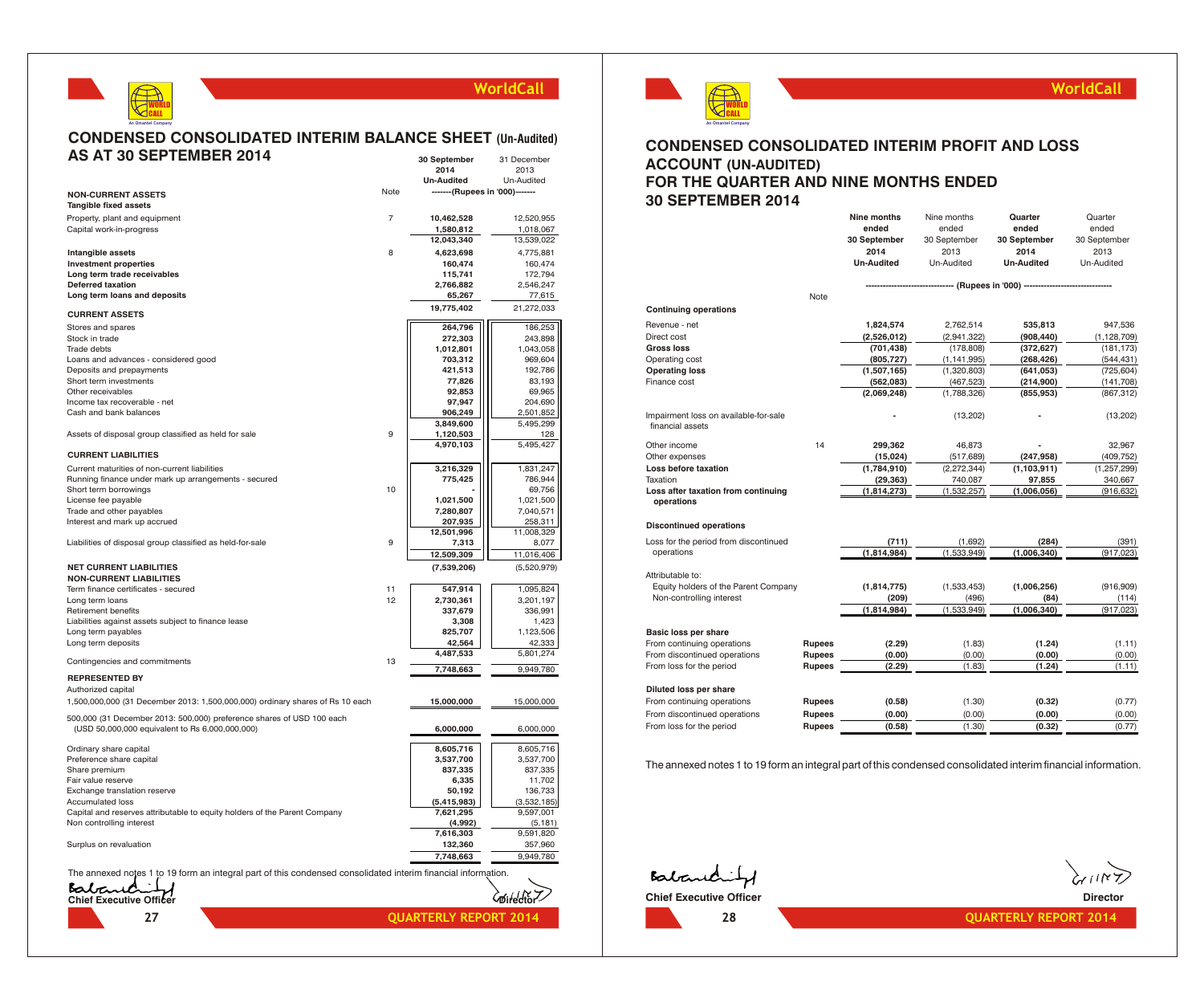# CONDENSED CONSOLIDATED INTERIM BALANCE SHEET (Un-Audited) AS AT 30 SEPTEMBER 2014

| | Note | 30 September 2014 Un-Audited | 31 December 2013 Un-Audited |
|---|---|---|---|
| | | -------(Rupees in '000)------- | |
| **NON-CURRENT ASSETS** | | | |
| **Tangible fixed assets** | | | |
| Property, plant and equipment | 7 | 10,462,528 | 12,520,955 |
| Capital work-in-progress | | 1,580,812 | 1,018,067 |
| | | 12,043,340 | 13,539,022 |
| **Intangible assets** | 8 | 4,623,698 | 4,775,881 |
| **Investment properties** | | 160,474 | 160,474 |
| **Long term trade receivables** | | 115,741 | 172,794 |
| **Deferred taxation** | | 2,766,882 | 2,546,247 |
| **Long term loans and deposits** | | 65,267 | 77,615 |
| | | 19,775,402 | 21,272,033 |
| **CURRENT ASSETS** | | | |
| Stores and spares | | 264,796 | 186,253 |
| Stock in trade | | 272,303 | 243,898 |
| Trade debts | | 1,012,801 | 1,043,058 |
| Loans and advances - considered good | | 703,312 | 969,604 |
| Deposits and prepayments | | 421,513 | 192,786 |
| Short term investments | | 77,826 | 83,193 |
| Other receivables | | 92,853 | 69,965 |
| Income tax recoverable - net | | 97,947 | 204,690 |
| Cash and bank balances | | 906,249 | 2,501,852 |
| | | 3,849,600 | 5,495,299 |
| Assets of disposal group classified as held for sale | 9 | 1,120,503 | 128 |
| | | 4,970,103 | 5,495,427 |
| **CURRENT LIABILITIES** | | | |
| Current maturities of non-current liabilities | | 3,216,329 | 1,831,247 |
| Running finance under mark up arrangements - secured | | 775,425 | 786,944 |
| Short term borrowings | 10 | - | 69,756 |
| License fee payable | | 1,021,500 | 1,021,500 |
| Trade and other payables | | 7,280,807 | 7,040,571 |
| Interest and mark up accrued | | 207,935 | 258,311 |
| | | 12,501,996 | 11,008,329 |
| Liabilities of disposal group classified as held-for-sale | 9 | 7,313 | 8,077 |
| | | 12,509,309 | 11,016,406 |
| **NET CURRENT LIABILITIES** | | (7,539,206) | (5,520,979) |
| **NON-CURRENT LIABILITIES** | | | |
| Term finance certificates - secured | 11 | 547,914 | 1,095,824 |
| Long term loans | 12 | 2,730,361 | 3,201,197 |
| Retirement benefits | | 337,679 | 336,991 |
| Liabilities against assets subject to finance lease | | 3,308 | 1,423 |
| Long term payables | | 825,707 | 1,123,506 |
| Long term deposits | | 42,564 | 42,333 |
| | | 4,487,533 | 5,801,274 |
| Contingencies and commitments | 13 | | |
| | | 7,748,663 | 9,949,780 |
| **REPRESENTED BY** | | | |
| Authorized capital | | | |
| 1,500,000,000 (31 December 2013: 1,500,000,000) ordinary shares of Rs 10 each | | 15,000,000 | 15,000,000 |
| 500,000 (31 December 2013: 500,000) preference shares of USD 100 each (USD 50,000,000 equivalent to Rs 6,000,000,000) | | 6,000,000 | 6,000,000 |
| Ordinary share capital | | 8,605,716 | 8,605,716 |
| Preference share capital | | 3,537,700 | 3,537,700 |
| Share premium | | 837,335 | 837,335 |
| Fair value reserve | | 6,335 | 11,702 |
| Exchange translation reserve | | 50,192 | 136,733 |
| Accumulated loss | | (5,415,983) | (3,532,185) |
| Capital and reserves attributable to equity holders of the Parent Company | | 7,621,295 | 9,597,001 |
| Non controlling interest | | (4,992) | (5,181) |
| | | 7,616,303 | 9,591,820 |
| Surplus on revaluation | | 132,360 | 357,960 |
| | | 7,748,663 | 9,949,780 |

The annexed notes 1 to 19 form an integral part of this condensed consolidated interim financial information.

**Chief Executive Officer** **Director**

# CONDENSED CONSOLIDATED INTERIM PROFIT AND LOSS ACCOUNT (UN-AUDITED) FOR THE QUARTER AND NINE MONTHS ENDED 30 SEPTEMBER 2014

| | Note | Nine months ended 30 September 2014 Un-Audited | Nine months ended 30 September 2013 Un-Audited | Quarter ended 30 September 2014 Un-Audited | Quarter ended 30 September 2013 Un-Audited |
|---|---|---|---|---|---|
| | | ------------------------------ (Rupees in '000) ------------------------------ | | | |
| **Continuing operations** | | | | | |
| Revenue - net | | 1,824,574 | 2,762,514 | 535,813 | 947,536 |
| Direct cost | | (2,526,012) | (2,941,322) | (908,440) | (1,128,709) |
| **Gross loss** | | (701,438) | (178,808) | (372,627) | (181,173) |
| Operating cost | | (805,727) | (1,141,995) | (268,426) | (544,431) |
| **Operating loss** | | (1,507,165) | (1,320,803) | (641,053) | (725,604) |
| Finance cost | | (562,083) | (467,523) | (214,900) | (141,708) |
| | | (2,069,248) | (1,788,326) | (855,953) | (867,312) |
| Impairment loss on available-for-sale financial assets | | - | (13,202) | - | (13,202) |
| Other income | 14 | 299,362 | 46,873 | - | 32,967 |
| Other expenses | | (15,024) | (517,689) | (247,958) | (409,752) |
| **Loss before taxation** | | (1,784,910) | (2,272,344) | (1,103,911) | (1,257,299) |
| Taxation | | (29,363) | 740,087 | 97,855 | 340,667 |
| **Loss after taxation from continuing operations** | | (1,814,273) | (1,532,257) | (1,006,056) | (916,632) |
| **Discontinued operations** | | | | | |
| Loss for the period from discontinued operations | | (711) | (1,692) | (284) | (391) |
| | | (1,814,984) | (1,533,949) | (1,006,340) | (917,023) |
| Attributable to: | | | | | |
| Equity holders of the Parent Company | | (1,814,775) | (1,533,453) | (1,006,256) | (916,909) |
| Non-controlling interest | | (209) | (496) | (84) | (114) |
| | | (1,814,984) | (1,533,949) | (1,006,340) | (917,023) |
| **Basic loss per share** | | | | | |
| From continuing operations | Rupees | (2.29) | (1.83) | (1.24) | (1.11) |
| From discontinued operations | Rupees | (0.00) | (0.00) | (0.00) | (0.00) |
| From loss for the period | Rupees | (2.29) | (1.83) | (1.24) | (1.11) |
| **Diluted loss per share** | | | | | |
| From continuing operations | Rupees | (0.58) | (1.30) | (0.32) | (0.77) |
| From discontinued operations | Rupees | (0.00) | (0.00) | (0.00) | (0.00) |
| From loss for the period | Rupees | (0.58) | (1.30) | (0.32) | (0.77) |

The annexed notes 1 to 19 form an integral part of this condensed consolidated interim financial information.

**Chief Executive Officer** **Director**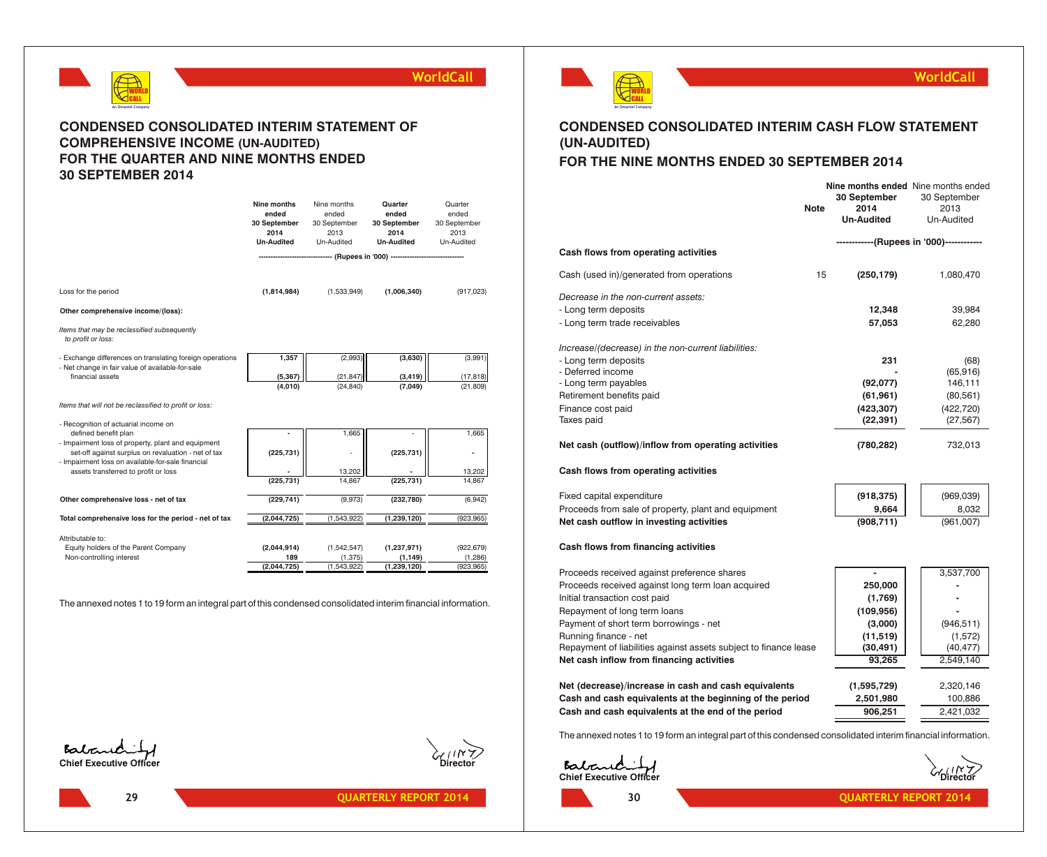# CONDENSED CONSOLIDATED INTERIM STATEMENT OF COMPREHENSIVE INCOME (UN-AUDITED) FOR THE QUARTER AND NINE MONTHS ENDED 30 SEPTEMBER 2014

| | Nine months ended 30 September 2014 Un-Audited | Nine months ended 30 September 2013 Un-Audited | Quarter ended 30 September 2014 Un-Audited | Quarter ended 30 September 2013 Un-Audited |
|---|---|---|---|---|
| | (Rupees in '000) | | | |
| Loss for the period | **(1,814,984)** | (1,533,949) | **(1,006,340)** | (917,023) |
| **Other comprehensive income/(loss):** | | | | |
| *Items that may be reclassified subsequently to profit or loss:* | | | | |
| - Exchange differences on translating foreign operations | **1,357** | (2,993) | **(3,630)** | (3,991) |
| - Net change in fair value of available-for-sale financial assets | **(5,367)** | (21,847) | **(3,419)** | (17,818) |
| | **(4,010)** | (24,840) | **(7,049)** | (21,809) |
| *Items that will not be reclassified to profit or loss:* | | | | |
| - Recognition of actuarial income on defined benefit plan | **-** | 1,665 | - | 1,665 |
| - Impairment loss of property, plant and equipment set-off against surplus on revaluation - net of tax | **(225,731)** | - | **(225,731)** | - |
| - Impairment loss on available-for-sale financial assets transferred to profit or loss | **-** | 13,202 | **-** | 13,202 |
| | **(225,731)** | 14,867 | **(225,731)** | 14,867 |
| **Other comprehensive loss - net of tax** | **(229,741)** | (9,973) | **(232,780)** | (6,942) |
| **Total comprehensive loss for the period - net of tax** | **(2,044,725)** | (1,543,922) | **(1,239,120)** | (923,965) |
| Attributable to: | | | | |
| Equity holders of the Parent Company | **(2,044,914)** | (1,542,547) | **(1,237,971)** | (922,679) |
| Non-controlling interest | **189** | (1,375) | **(1,149)** | (1,286) |
| | **(2,044,725)** | (1,543,922) | **(1,239,120)** | (923,965) |

The annexed notes 1 to 19 form an integral part of this condensed consolidated interim financial information.

**Chief Executive Officer** **Director**

# CONDENSED CONSOLIDATED INTERIM CASH FLOW STATEMENT (UN-AUDITED) FOR THE NINE MONTHS ENDED 30 SEPTEMBER 2014

| | Note | Nine months ended 30 September 2014 Un-Audited | Nine months ended 30 September 2013 Un-Audited |
|---|---|---|---|
| | | (Rupees in '000) | |
| **Cash flows from operating activities** | | | |
| Cash (used in)/generated from operations | 15 | **(250,179)** | 1,080,470 |
| *Decrease in the non-current assets:* | | | |
| - Long term deposits | | **12,348** | 39,984 |
| - Long term trade receivables | | **57,053** | 62,280 |
| *Increase/(decrease) in the non-current liabilities:* | | | |
| - Long term deposits | | **231** | (68) |
| - Deferred income | | **-** | (65,916) |
| - Long term payables | | **(92,077)** | 146,111 |
| Retirement benefits paid | | **(61,961)** | (80,561) |
| Finance cost paid | | **(423,307)** | (422,720) |
| Taxes paid | | **(22,391)** | (27,567) |
| **Net cash (outflow)/inflow from operating activities** | | **(780,282)** | 732,013 |
| **Cash flows from operating activities** | | | |
| Fixed capital expenditure | | **(918,375)** | (969,039) |
| Proceeds from sale of property, plant and equipment | | **9,664** | 8,032 |
| **Net cash outflow in investing activities** | | **(908,711)** | (961,007) |
| **Cash flows from financing activities** | | | |
| Proceeds received against preference shares | | **-** | 3,537,700 |
| Proceeds received against long term loan acquired | | **250,000** | - |
| Initial transaction cost paid | | **(1,769)** | - |
| Repayment of long term loans | | **(109,956)** | - |
| Payment of short term borrowings - net | | **(3,000)** | (946,511) |
| Running finance - net | | **(11,519)** | (1,572) |
| Repayment of liabilities against assets subject to finance lease | | **(30,491)** | (40,477) |
| **Net cash inflow from financing activities** | | **93,265** | 2,549,140 |
| **Net (decrease)/increase in cash and cash equivalents** | | **(1,595,729)** | 2,320,146 |
| **Cash and cash equivalents at the beginning of the period** | | **2,501,980** | 100,886 |
| **Cash and cash equivalents at the end of the period** | | **906,251** | 2,421,032 |

The annexed notes 1 to 19 form an integral part of this condensed consolidated interim financial information.

**Chief Executive Officer** **Director**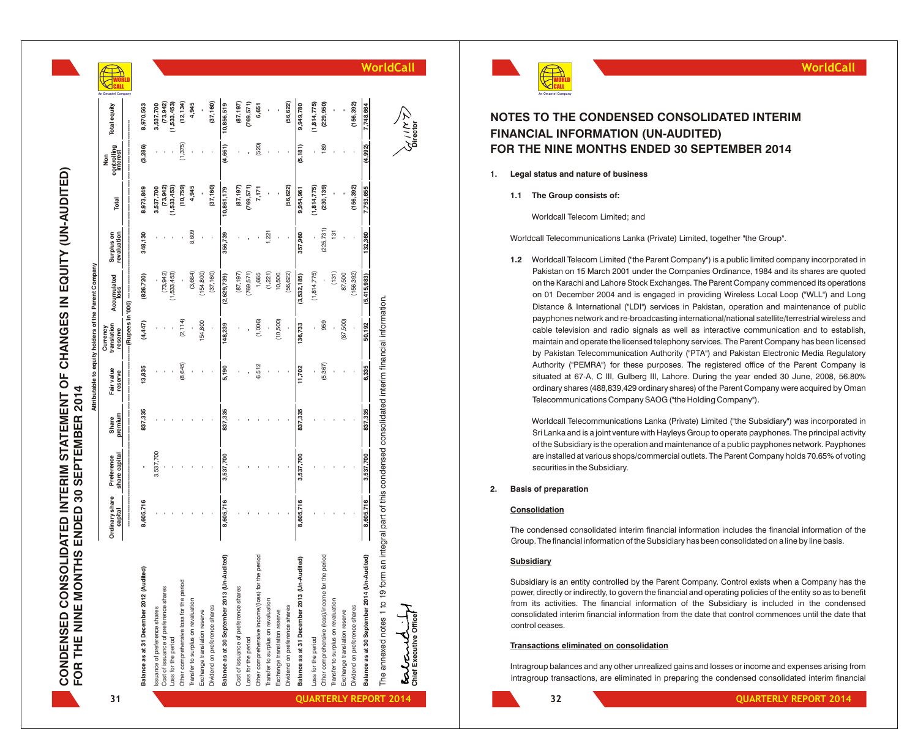# CONDENSED CONSOLIDATED INTERIM STATEMENT OF CHANGES IN EQUITY (UN-AUDITED) FOR THE NINE MONTHS ENDED 30 SEPTEMBER 2014

| | Attributable to equity holders of the Parent Company | | | | | | | | | | |
|---|---|---|---|---|---|---|---|---|---|---|---|
| | Ordinary share capital | Preference share capital | Share premium | Fair value reserve | Currency translation reserve | Accumulated loss | Surplus on revaluation | Total | Non controlling interest | Total equity |
| | (Rupees in '000) | | | | | | | | | |
| **Balance as at 31 December 2012 (Audited)** | **8,605,716** | **-** | **837,335** | **13,835** | **(4,447)** | **(826,720)** | **348,130** | **8,973,849** | **(3,286)** | **8,970,563** |
| Issuance of preference shares | - | 3,537,700 | - | - | - | - | - | 3,537,700 | - | 3,537,700 |
| Cost of issuance of preference shares | - | - | - | - | - | (73,942) | - | (73,942) | - | (73,942) |
| Loss for the period | - | - | - | - | - | (1,533,453) | - | (1,533,453) | - | (1,533,453) |
| Other comprehensive loss for the period | - | - | - | (8,645) | (2,114) | - | - | (10,759) | (1,375) | (12,134) |
| Transfer to surplus on revaluation | - | - | - | - | - | (3,664) | 8,609 | 4,945 | - | 4,945 |
| Exchange translation reserve | - | - | - | - | 154,800 | (154,800) | - | - | - | - |
| Dividend on preference shares | - | - | - | - | - | (37,160) | - | (37,160) | - | (37,160) |
| **Balance as at 30 September 2013 (Un-Audited)** | **8,605,716** | **3,537,700** | **837,335** | **5,190** | **148,239** | **(2,629,739)** | **356,739** | **10,861,179** | **(4,661)** | **10,856,519** |
| Cost of issuance of preference shares | - | - | - | - | - | (87,197) | - | (87,197) | - | (87,197) |
| Loss for the period | - | - | - | - | - | (769,571) | - | (769,571) | - | (769,571) |
| Other comprehensive income/(loss) for the period | - | - | - | 6,512 | (1,006) | 1,665 | - | 7,171 | (520) | 6,651 |
| Transfer to surplus on revaluation | - | - | - | - | - | (1,221) | 1,221 | - | - | - |
| Exchange translation reserve | - | - | - | - | (10,500) | 10,500 | - | - | - | - |
| Dividend on preference shares | - | - | - | - | - | (56,622) | - | (56,622) | - | (56,622) |
| **Balance as at 31 December 2013 (Un-Audited)** | **8,605,716** | **3,537,700** | **837,335** | **11,702** | **136,733** | **(3,532,185)** | **357,960** | **9,954,961** | **(5,181)** | **9,949,780** |
| Loss for the period | - | - | - | - | - | (1,814,775) | - | (1,814,775) | - | (1,814,775) |
| Other comprehensive (loss)/income for the period | - | - | - | (5,367) | 959 | - | (225,731) | (230,139) | 189 | (229,950) |
| Transfer to surplus on revaluation | - | - | - | - | - | (131) | 131 | - | - | - |
| Exchange translation reserve | - | - | - | - | (87,500) | 87,500 | - | - | - | - |
| Dividend on preference shares | - | - | - | - | - | (156,392) | - | (156,392) | - | (156,392) |
| **Balance as at 30 September 2014 (Un-Audited)** | **8,605,716** | **3,537,700** | **837,335** | **6,335** | **50,192** | **(5,415,983)** | **132,360** | **7,753,655** | **(4,992)** | **7,748,664** |

The annexed notes 1 to 19 form an integral part of this condensed consolidated interim financial information.

**Chief Executive Officer** **Director**

# NOTES TO THE CONDENSED CONSOLIDATED INTERIM FINANCIAL INFORMATION (UN-AUDITED) FOR THE NINE MONTHS ENDED 30 SEPTEMBER 2014

**1. Legal status and nature of business**

**1.1 The Group consists of:**

Worldcall Telecom Limited; and

Worldcall Telecommunications Lanka (Private) Limited, together "the Group".

**1.2** Worldcall Telecom Limited ("the Parent Company") is a public limited company incorporated in Pakistan on 15 March 2001 under the Companies Ordinance, 1984 and its shares are quoted on the Karachi and Lahore Stock Exchanges. The Parent Company commenced its operations on 01 December 2004 and is engaged in providing Wireless Local Loop ("WLL") and Long Distance & International ("LDI") services in Pakistan, operation and maintenance of public payphones network and re-broadcasting international/national satellite/terrestrial wireless and cable television and radio signals as well as interactive communication and to establish, maintain and operate the licensed telephony services. The Parent Company has been licensed by Pakistan Telecommunication Authority ("PTA") and Pakistan Electronic Media Regulatory Authority ("PEMRA") for these purposes. The registered office of the Parent Company is situated at 67-A, C III, Gulberg III, Lahore. During the year ended 30 June, 2008, 56.80% ordinary shares (488,839,429 ordinary shares) of the Parent Company were acquired by Oman Telecommunications Company SAOG ("the Holding Company").

Worldcall Telecommunications Lanka (Private) Limited ("the Subsidiary") was incorporated in Sri Lanka and is a joint venture with Hayleys Group to operate payphones. The principal activity of the Subsidiary is the operation and maintenance of a public payphones network. Payphones are installed at various shops/commercial outlets. The Parent Company holds 70.65% of voting securities in the Subsidiary.

**2. Basis of preparation**

**Consolidation**

The condensed consolidated interim financial information includes the financial information of the Group. The financial information of the Subsidiary has been consolidated on a line by line basis.

**Subsidiary**

Subsidiary is an entity controlled by the Parent Company. Control exists when a Company has the power, directly or indirectly, to govern the financial and operating policies of the entity so as to benefit from its activities. The financial information of the Subsidiary is included in the condensed consolidated interim financial information from the date that control commences until the date that control ceases.

**Transactions eliminated on consolidation**

Intragroup balances and any other unrealized gains and losses or income and expenses arising from intragroup transactions, are eliminated in preparing the condensed consolidated interim financial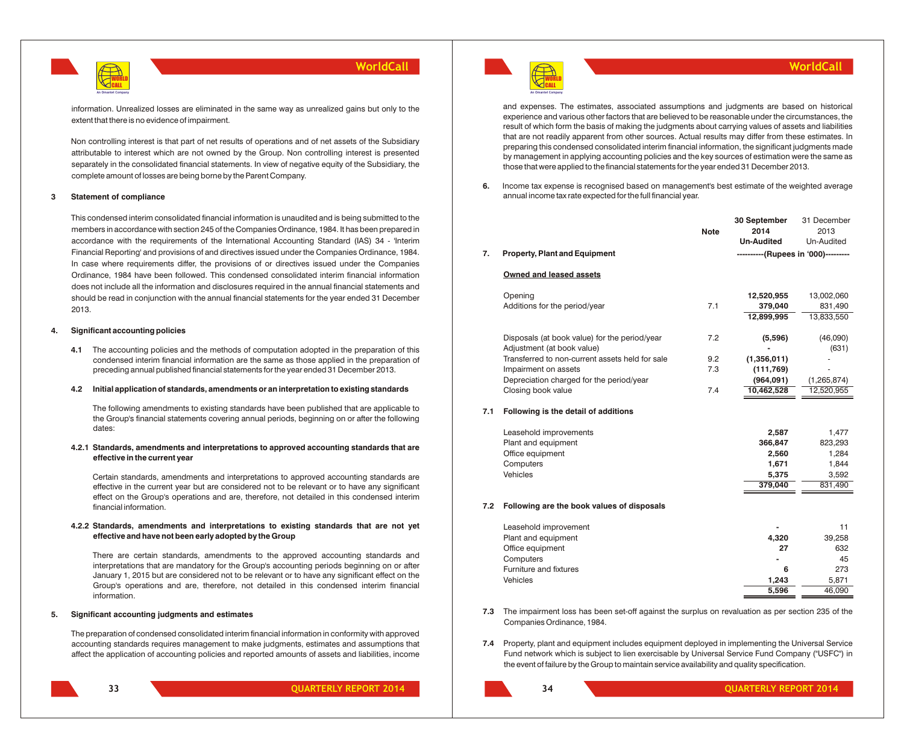information. Unrealized losses are eliminated in the same way as unrealized gains but only to the extent that there is no evidence of impairment.

Non controlling interest is that part of net results of operations and of net assets of the Subsidiary attributable to interest which are not owned by the Group. Non controlling interest is presented separately in the consolidated financial statements. In view of negative equity of the Subsidiary, the complete amount of losses are being borne by the Parent Company.

**3 Statement of compliance**

This condensed interim consolidated financial information is unaudited and is being submitted to the members in accordance with section 245 of the Companies Ordinance, 1984. It has been prepared in accordance with the requirements of the International Accounting Standard (IAS) 34 - 'Interim Financial Reporting' and provisions of and directives issued under the Companies Ordinance, 1984. In case where requirements differ, the provisions of or directives issued under the Companies Ordinance, 1984 have been followed. This condensed consolidated interim financial information does not include all the information and disclosures required in the annual financial statements and should be read in conjunction with the annual financial statements for the year ended 31 December 2013.

**4. Significant accounting policies**

**4.1** The accounting policies and the methods of computation adopted in the preparation of this condensed interim financial information are the same as those applied in the preparation of preceding annual published financial statements for the year ended 31 December 2013.

**4.2 Initial application of standards, amendments or an interpretation to existing standards**

The following amendments to existing standards have been published that are applicable to the Group's financial statements covering annual periods, beginning on or after the following dates:

**4.2.1 Standards, amendments and interpretations to approved accounting standards that are effective in the current year**

Certain standards, amendments and interpretations to approved accounting standards are effective in the current year but are considered not to be relevant or to have any significant effect on the Group's operations and are, therefore, not detailed in this condensed interim financial information.

**4.2.2 Standards, amendments and interpretations to existing standards that are not yet effective and have not been early adopted by the Group**

There are certain standards, amendments to the approved accounting standards and interpretations that are mandatory for the Group's accounting periods beginning on or after January 1, 2015 but are considered not to be relevant or to have any significant effect on the Group's operations and are, therefore, not detailed in this condensed interim financial information.

**5. Significant accounting judgments and estimates**

The preparation of condensed consolidated interim financial information in conformity with approved accounting standards requires management to make judgments, estimates and assumptions that affect the application of accounting policies and reported amounts of assets and liabilities, income and expenses. The estimates, associated assumptions and judgments are based on historical experience and various other factors that are believed to be reasonable under the circumstances, the result of which form the basis of making the judgments about carrying values of assets and liabilities that are not readily apparent from other sources. Actual results may differ from these estimates. In preparing this condensed consolidated interim financial information, the significant judgments made by management in applying accounting policies and the key sources of estimation were the same as those that were applied to the financial statements for the year ended 31 December 2013.

**6.** Income tax expense is recognised based on management's best estimate of the weighted average annual income tax rate expected for the full financial year.

| | | Note | 30 September 2014 Un-Audited | 31 December 2013 Un-Audited |
|---|---|---|---|---|
| **7.** | **Property, Plant and Equipment** | | ----------(Rupees in '000)--------- | |
| | **Owned and leased assets** | | | |
| | Opening | | **12,520,955** | 13,002,060 |
| | Additions for the period/year | 7.1 | **379,040** | 831,490 |
| | | | **12,899,995** | 13,833,550 |
| | Disposals (at book value) for the period/year | 7.2 | **(5,596)** | (46,090) |
| | Adjustment (at book value) | | **-** | (631) |
| | Transferred to non-current assets held for sale | 9.2 | **(1,356,011)** | - |
| | Impairment on assets | 7.3 | **(111,769)** | - |
| | Depreciation charged for the period/year | | **(964,091)** | (1,265,874) |
| | Closing book value | 7.4 | **10,462,528** | 12,520,955 |
| **7.1** | **Following is the detail of additions** | | | |
| | Leasehold improvements | | **2,587** | 1,477 |
| | Plant and equipment | | **366,847** | 823,293 |
| | Office equipment | | **2,560** | 1,284 |
| | Computers | | **1,671** | 1,844 |
| | Vehicles | | **5,375** | 3,592 |
| | | | **379,040** | 831,490 |
| **7.2** | **Following are the book values of disposals** | | | |
| | Leasehold improvement | | **-** | 11 |
| | Plant and equipment | | **4,320** | 39,258 |
| | Office equipment | | **27** | 632 |
| | Computers | | **-** | 45 |
| | Furniture and fixtures | | **6** | 273 |
| | Vehicles | | **1,243** | 5,871 |
| | | | **5,596** | 46,090 |

**7.3** The impairment loss has been set-off against the surplus on revaluation as per section 235 of the Companies Ordinance, 1984.

**7.4** Property, plant and equipment includes equipment deployed in implementing the Universal Service Fund network which is subject to lien exercisable by Universal Service Fund Company ("USFC") in the event of failure by the Group to maintain service availability and quality specification.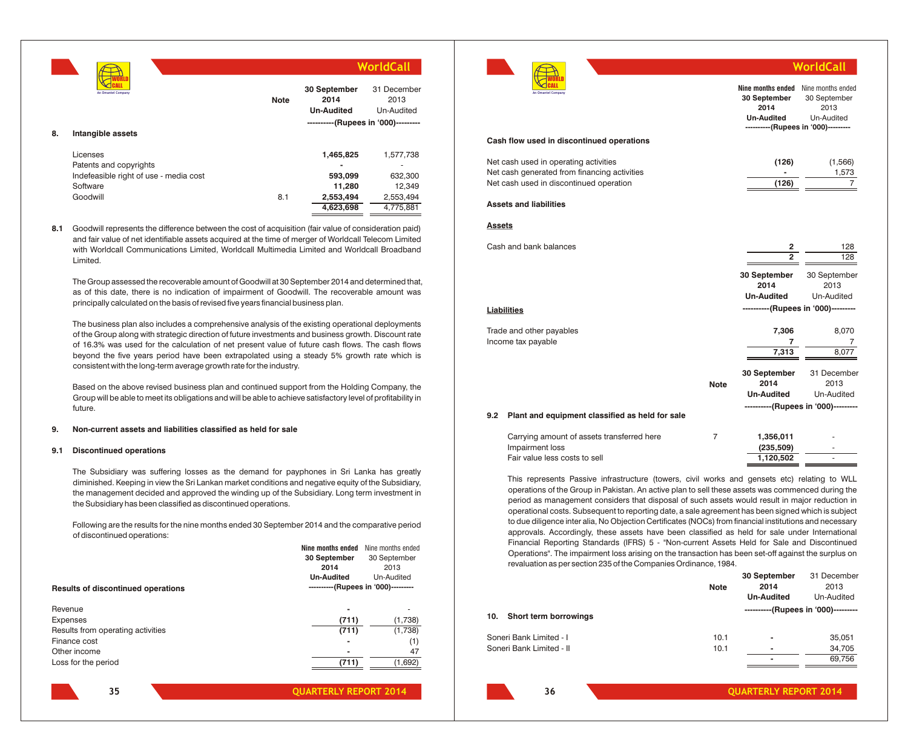| | Note | 30 September 2014 Un-Audited | 31 December 2013 Un-Audited |
|---|---|---|---|
| | | ----------(Rupees in '000)--------- | |

## 8. Intangible assets

| | Note | 30 September 2014 | 31 December 2013 |
|---|---|---|---|
| Licenses | | **1,465,825** | 1,577,738 |
| Patents and copyrights | | **-** | - |
| Indefeasible right of use - media cost | | **593,099** | 632,300 |
| Software | | **11,280** | 12,349 |
| Goodwill | 8.1 | **2,553,494** | 2,553,494 |
| | | **4,623,698** | 4,775,881 |

**8.1** Goodwill represents the difference between the cost of acquisition (fair value of consideration paid) and fair value of net identifiable assets acquired at the time of merger of Worldcall Telecom Limited with Worldcall Communications Limited, Worldcall Multimedia Limited and Worldcall Broadband Limited.

The Group assessed the recoverable amount of Goodwill at 30 September 2014 and determined that, as of this date, there is no indication of impairment of Goodwill. The recoverable amount was principally calculated on the basis of revised five years financial business plan.

The business plan also includes a comprehensive analysis of the existing operational deployments of the Group along with strategic direction of future investments and business growth. Discount rate of 16.3% was used for the calculation of net present value of future cash flows. The cash flows beyond the five years period have been extrapolated using a steady 5% growth rate which is consistent with the long-term average growth rate for the industry.

Based on the above revised business plan and continued support from the Holding Company, the Group will be able to meet its obligations and will be able to achieve satisfactory level of profitability in future.

## 9. Non-current assets and liabilities classified as held for sale

### 9.1 Discontinued operations

The Subsidiary was suffering losses as the demand for payphones in Sri Lanka has greatly diminished. Keeping in view the Sri Lankan market conditions and negative equity of the Subsidiary, the management decided and approved the winding up of the Subsidiary. Long term investment in the Subsidiary has been classified as discontinued operations.

Following are the results for the nine months ended 30 September 2014 and the comparative period of discontinued operations:

| | Nine months ended 30 September 2014 Un-Audited | Nine months ended 30 September 2013 Un-Audited |
|---|---|---|
| | ----------(Rupees in '000)--------- | |
| **Results of discontinued operations** | | |
| Revenue | **-** | - |
| Expenses | **(711)** | (1,738) |
| Results from operating activities | **(711)** | (1,738) |
| Finance cost | **-** | (1) |
| Other income | **-** | 47 |
| Loss for the period | **(711)** | (1,692) |

| | Nine months ended 30 September 2014 Un-Audited | Nine months ended 30 September 2013 Un-Audited |
|---|---|---|
| | ----------(Rupees in '000)--------- | |
| **Cash flow used in discontinued operations** | | |
| Net cash used in operating activities | **(126)** | (1,566) |
| Net cash generated from financing activities | **-** | 1,573 |
| Net cash used in discontinued operation | **(126)** | 7 |

**Assets and liabilities**

**Assets**

| | 30 September 2014 | 30 September 2013 |
|---|---|---|
| Cash and bank balances | **2** | 128 |
| | **2** | 128 |

| | 30 September 2014 Un-Audited | 30 September 2013 Un-Audited |
|---|---|---|
| | ----------(Rupees in '000)--------- | |
| **Liabilities** | | |
| Trade and other payables | **7,306** | 8,070 |
| Income tax payable | **7** | 7 |
| | **7,313** | 8,077 |

### 9.2 Plant and equipment classified as held for sale

| | Note | 30 September 2014 Un-Audited | 31 December 2013 Un-Audited |
|---|---|---|---|
| | | ----------(Rupees in '000)--------- | |
| Carrying amount of assets transferred here | 7 | **1,356,011** | - |
| Impairment loss | | **(235,509)** | - |
| Fair value less costs to sell | | **1,120,502** | - |

This represents Passive infrastructure (towers, civil works and gensets etc) relating to WLL operations of the Group in Pakistan. An active plan to sell these assets was commenced during the period as management considers that disposal of such assets would result in major reduction in operational costs. Subsequent to reporting date, a sale agreement has been signed which is subject to due diligence inter alia, No Objection Certificates (NOCs) from financial institutions and necessary approvals. Accordingly, these assets have been classified as held for sale under International Financial Reporting Standards (IFRS) 5 - "Non-current Assets Held for Sale and Discontinued Operations". The impairment loss arising on the transaction has been set-off against the surplus on revaluation as per section 235 of the Companies Ordinance, 1984.

## 10. Short term borrowings

| | Note | 30 September 2014 Un-Audited | 31 December 2013 Un-Audited |
|---|---|---|---|
| | | ----------(Rupees in '000)--------- | |
| Soneri Bank Limited - I | 10.1 | **-** | 35,051 |
| Soneri Bank Limited - II | 10.1 | **-** | 34,705 |
| | | **-** | 69,756 |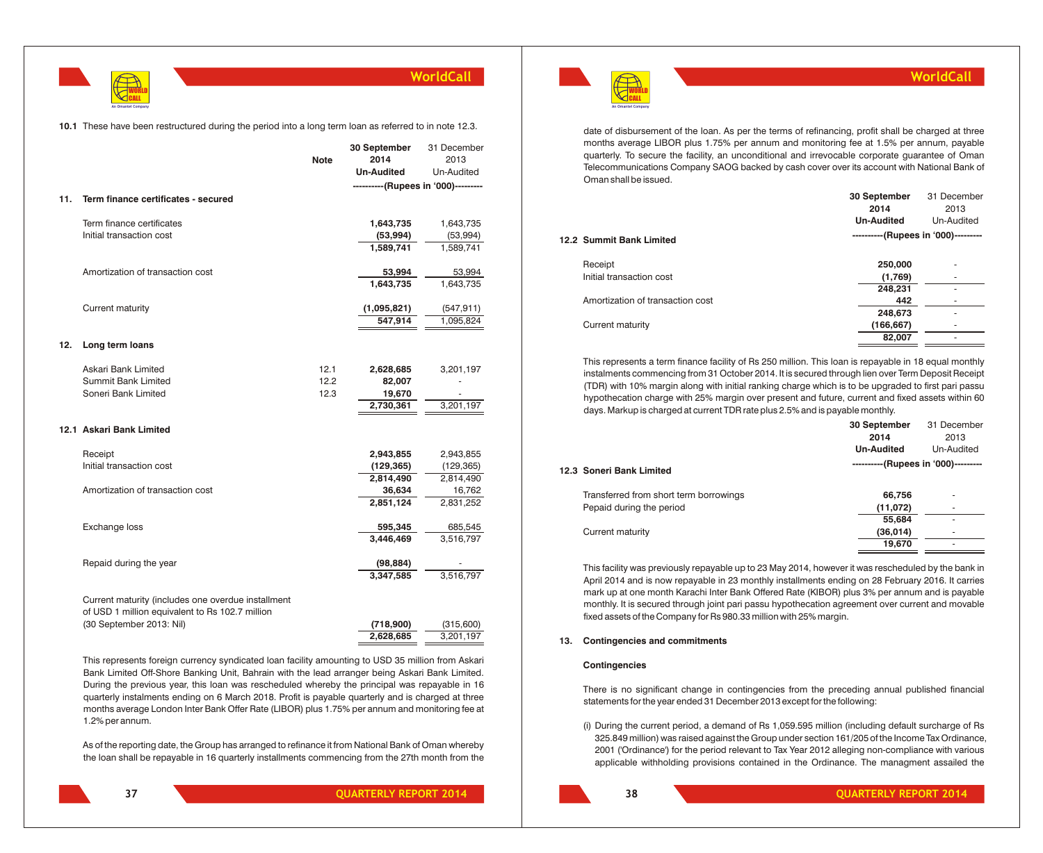**10.1** These have been restructured during the period into a long term loan as referred to in note 12.3.

| | Note | 30 September 2014 Un-Audited | 31 December 2013 Un-Audited |
|---|---|---|---|
| | | ----------(Rupees in '000)--------- | |
| **11. Term finance certificates - secured** | | | |
| Term finance certificates | | **1,643,735** | 1,643,735 |
| Initial transaction cost | | **(53,994)** | (53,994) |
| | | **1,589,741** | 1,589,741 |
| Amortization of transaction cost | | **53,994** | 53,994 |
| | | **1,643,735** | 1,643,735 |
| Current maturity | | **(1,095,821)** | (547,911) |
| | | **547,914** | 1,095,824 |
| **12. Long term loans** | | | |
| Askari Bank Limited | 12.1 | **2,628,685** | 3,201,197 |
| Summit Bank Limited | 12.2 | **82,007** | - |
| Soneri Bank Limited | 12.3 | **19,670** | - |
| | | **2,730,361** | 3,201,197 |

**12.1 Askari Bank Limited**

| | 30 September 2014 Un-Audited | 31 December 2013 Un-Audited |
|---|---|---|
| Receipt | **2,943,855** | 2,943,855 |
| Initial transaction cost | **(129,365)** | (129,365) |
| | **2,814,490** | 2,814,490 |
| Amortization of transaction cost | **36,634** | 16,762 |
| | **2,851,124** | 2,831,252 |
| Exchange loss | **595,345** | 685,545 |
| | **3,446,469** | 3,516,797 |
| Repaid during the year | **(98,884)** | - |
| | **3,347,585** | 3,516,797 |
| Current maturity (includes one overdue installment of USD 1 million equivalent to Rs 102.7 million (30 September 2013: Nil) | **(718,900)** | (315,600) |
| | **2,628,685** | 3,201,197 |

This represents foreign currency syndicated loan facility amounting to USD 35 million from Askari Bank Limited Off-Shore Banking Unit, Bahrain with the lead arranger being Askari Bank Limited. During the previous year, this loan was rescheduled whereby the principal was repayable in 16 quarterly instalments ending on 6 March 2018. Profit is payable quarterly and is charged at three months average London Inter Bank Offer Rate (LIBOR) plus 1.75% per annum and monitoring fee at 1.2% per annum.

As of the reporting date, the Group has arranged to refinance it from National Bank of Oman whereby the loan shall be repayable in 16 quarterly installments commencing from the 27th month from the date of disbursement of the loan. As per the terms of refinancing, profit shall be charged at three months average LIBOR plus 1.75% per annum and monitoring fee at 1.5% per annum, payable quarterly. To secure the facility, an unconditional and irrevocable corporate guarantee of Oman Telecommunications Company SAOG backed by cash cover over its account with National Bank of Oman shall be issued.

**12.2 Summit Bank Limited**

| | 30 September 2014 Un-Audited | 31 December 2013 Un-Audited |
|---|---|---|
| | ----------(Rupees in '000)--------- | |
| Receipt | **250,000** | - |
| Initial transaction cost | **(1,769)** | - |
| | **248,231** | - |
| Amortization of transaction cost | **442** | - |
| | **248,673** | - |
| Current maturity | **(166,667)** | - |
| | **82,007** | - |

This represents a term finance facility of Rs 250 million. This loan is repayable in 18 equal monthly instalments commencing from 31 October 2014. It is secured through lien over Term Deposit Receipt (TDR) with 10% margin along with initial ranking charge which is to be upgraded to first pari passu hypothecation charge with 25% margin over present and future, current and fixed assets within 60 days. Markup is charged at current TDR rate plus 2.5% and is payable monthly.

**12.3 Soneri Bank Limited**

| | 30 September 2014 Un-Audited | 31 December 2013 Un-Audited |
|---|---|---|
| | ----------(Rupees in '000)--------- | |
| Transferred from short term borrowings | **66,756** | - |
| Pepaid during the period | **(11,072)** | - |
| | **55,684** | - |
| Current maturity | **(36,014)** | - |
| | **19,670** | - |

This facility was previously repayable up to 23 May 2014, however it was rescheduled by the bank in April 2014 and is now repayable in 23 monthly installments ending on 28 February 2016. It carries mark up at one month Karachi Inter Bank Offered Rate (KIBOR) plus 3% per annum and is payable monthly. It is secured through joint pari passu hypothecation agreement over current and movable fixed assets of the Company for Rs 980.33 million with 25% margin.

**13. Contingencies and commitments**

**Contingencies**

There is no significant change in contingencies from the preceding annual published financial statements for the year ended 31 December 2013 except for the following:

(i) During the current period, a demand of Rs 1,059.595 million (including default surcharge of Rs 325.849 million) was raised against the Group under section 161/205 of the Income Tax Ordinance, 2001 ('Ordinance') for the period relevant to Tax Year 2012 alleging non-compliance with various applicable withholding provisions contained in the Ordinance. The managment assailed the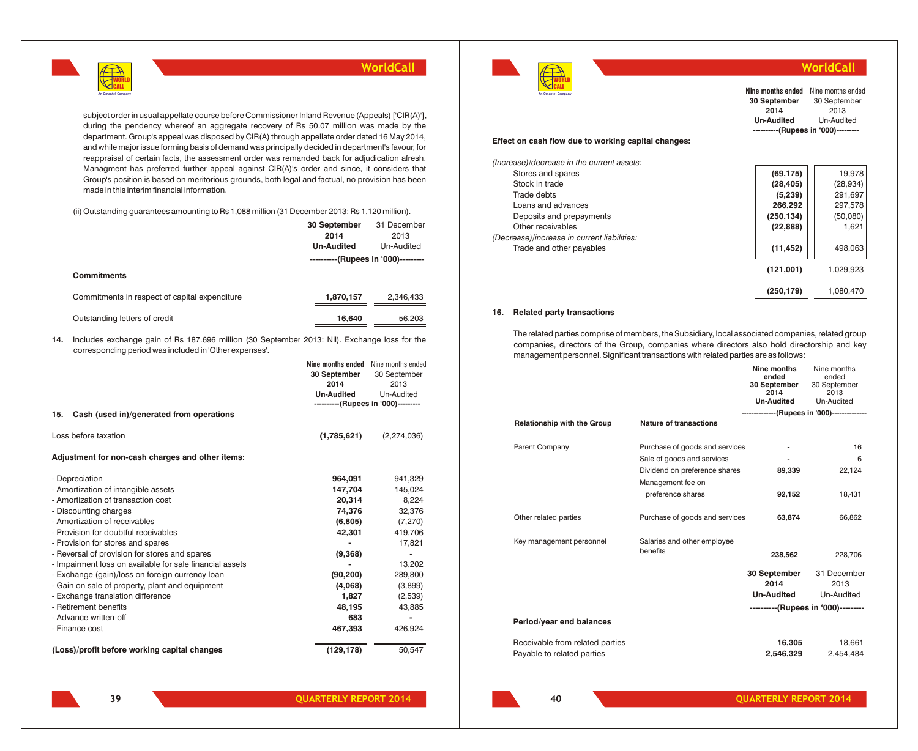subject order in usual appellate course before Commissioner Inland Revenue (Appeals) ['CIR(A)'], during the pendency whereof an aggregate recovery of Rs 50.07 million was made by the department. Group's appeal was disposed by CIR(A) through appellate order dated 16 May 2014, and while major issue forming basis of demand was principally decided in department's favour, for reappraisal of certain facts, the assessment order was remanded back for adjudication afresh. Managment has preferred further appeal against CIR(A)'s order and since, it considers that Group's position is based on meritorious grounds, both legal and factual, no provision has been made in this interim financial information.

(ii) Outstanding guarantees amounting to Rs 1,088 million (31 December 2013: Rs 1,120 million).

| | 30 September 2014 Un-Audited | 31 December 2013 Un-Audited |
|---|---|---|
| | ----------(Rupees in '000)--------- | |
| **Commitments** | | |
| Commitments in respect of capital expenditure | **1,870,157** | 2,346,433 |
| Outstanding letters of credit | **16,640** | 56,203 |

**14.** Includes exchange gain of Rs 187.696 million (30 September 2013: Nil). Exchange loss for the corresponding period was included in 'Other expenses'.

| | Nine months ended 30 September 2014 Un-Audited | Nine months ended 30 September 2013 Un-Audited |
|---|---|---|
| | ----------(Rupees in '000)--------- | |
| **15. Cash (used in)/generated from operations** | | |
| Loss before taxation | **(1,785,621)** | (2,274,036) |
| **Adjustment for non-cash charges and other items:** | | |
| - Depreciation | **964,091** | 941,329 |
| - Amortization of intangible assets | **147,704** | 145,024 |
| - Amortization of transaction cost | **20,314** | 8,224 |
| - Discounting charges | **74,376** | 32,376 |
| - Amortization of receivables | **(6,805)** | (7,270) |
| - Provision for doubtful receivables | **42,301** | 419,706 |
| - Provision for stores and spares | **-** | 17,821 |
| - Reversal of provision for stores and spares | **(9,368)** | - |
| - Impairment loss on available for sale financial assets | **-** | 13,202 |
| - Exchange (gain)/loss on foreign currency loan | **(90,200)** | 289,800 |
| - Gain on sale of property, plant and equipment | **(4,068)** | (3,899) |
| - Exchange translation difference | **1,827** | (2,539) |
| - Retirement benefits | **48,195** | 43,885 |
| - Advance written-off | **683** | - |
| - Finance cost | **467,393** | 426,924 |
| **(Loss)/profit before working capital changes** | **(129,178)** | 50,547 |

| | Nine months ended 30 September 2014 Un-Audited | Nine months ended 30 September 2013 Un-Audited |
|---|---|---|
| | ----------(Rupees in '000)--------- | |
| **Effect on cash flow due to working capital changes:** | | |
| *(Increase)/decrease in the current assets:* | | |
| Stores and spares | **(69,175)** | 19,978 |
| Stock in trade | **(28,405)** | (28,934) |
| Trade debts | **(5,239)** | 291,697 |
| Loans and advances | **266,292** | 297,578 |
| Deposits and prepayments | **(250,134)** | (50,080) |
| Other receivables | **(22,888)** | 1,621 |
| *(Decrease)/increase in current liabilities:* | | |
| Trade and other payables | **(11,452)** | 498,063 |
| | **(121,001)** | 1,029,923 |
| | **(250,179)** | 1,080,470 |

**16. Related party transactions**

The related parties comprise of members, the Subsidiary, local associated companies, related group companies, directors of the Group, companies where directors also hold directorship and key management personnel. Significant transactions with related parties are as follows:

| Relationship with the Group | Nature of transactions | Nine months ended 30 September 2014 Un-Audited | Nine months ended 30 September 2013 Un-Audited |
|---|---|---|---|
| | | -------------(Rupees in '000)------------- | |
| Parent Company | Purchase of goods and services | **-** | 16 |
| | Sale of goods and services | **-** | 6 |
| | Dividend on preference shares | **89,339** | 22,124 |
| | Management fee on preference shares | **92,152** | 18,431 |
| Other related parties | Purchase of goods and services | **63,874** | 66,862 |
| Key management personnel | Salaries and other employee benefits | **238,562** | 228,706 |

| | 30 September 2014 Un-Audited | 31 December 2013 Un-Audited |
|---|---|---|
| | ----------(Rupees in '000)--------- | |
| **Period/year end balances** | | |
| Receivable from related parties | **16,305** | 18,661 |
| Payable to related parties | **2,546,329** | 2,454,484 |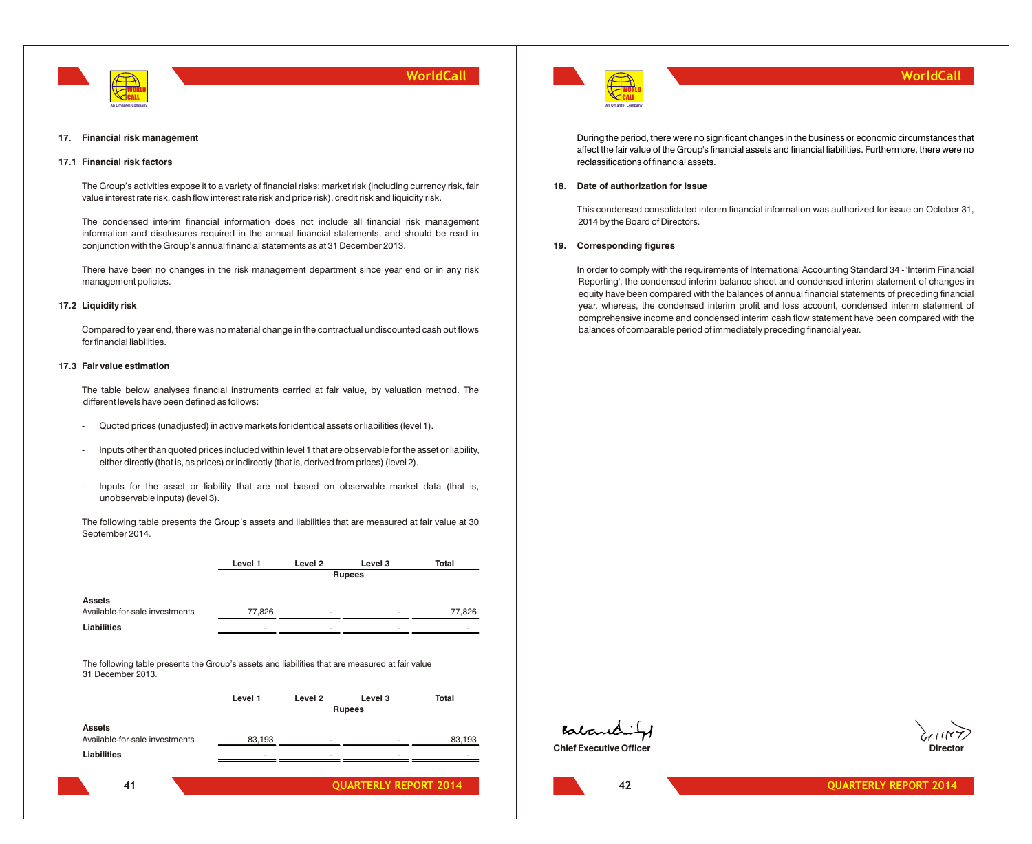## 17. Financial risk management

### 17.1 Financial risk factors

The Group's activities expose it to a variety of financial risks: market risk (including currency risk, fair value interest rate risk, cash flow interest rate risk and price risk), credit risk and liquidity risk.

The condensed interim financial information does not include all financial risk management information and disclosures required in the annual financial statements, and should be read in conjunction with the Group's annual financial statements as at 31 December 2013.

There have been no changes in the risk management department since year end or in any risk management policies.

### 17.2 Liquidity risk

Compared to year end, there was no material change in the contractual undiscounted cash out flows for financial liabilities.

### 17.3 Fair value estimation

The table below analyses financial instruments carried at fair value, by valuation method. The different levels have been defined as follows:

- Quoted prices (unadjusted) in active markets for identical assets or liabilities (level 1).
- Inputs other than quoted prices included within level 1 that are observable for the asset or liability, either directly (that is, as prices) or indirectly (that is, derived from prices) (level 2).
- Inputs for the asset or liability that are not based on observable market data (that is, unobservable inputs) (level 3).

The following table presents the Group's assets and liabilities that are measured at fair value at 30 September 2014.

| | Level 1 | Level 2 | Level 3 | Total |
|---|---|---|---|---|
| | Rupees | | | |
| **Assets** | | | | |
| Available-for-sale investments | 77,826 | - | - | 77,826 |
| **Liabilities** | - | - | - | - |

The following table presents the Group's assets and liabilities that are measured at fair value 31 December 2013.

| | Level 1 | Level 2 | Level 3 | Total |
|---|---|---|---|---|
| | Rupees | | | |
| **Assets** | | | | |
| Available-for-sale investments | 83,193 | - | - | 83,193 |
| **Liabilities** | - | - | - | - |

During the period, there were no significant changes in the business or economic circumstances that affect the fair value of the Group's financial assets and financial liabilities. Furthermore, there were no reclassifications of financial assets.

## 18. Date of authorization for issue

This condensed consolidated interim financial information was authorized for issue on October 31, 2014 by the Board of Directors.

## 19. Corresponding figures

In order to comply with the requirements of International Accounting Standard 34 - 'Interim Financial Reporting', the condensed interim balance sheet and condensed interim statement of changes in equity have been compared with the balances of annual financial statements of preceding financial year, whereas, the condensed interim profit and loss account, condensed interim statement of comprehensive income and condensed interim cash flow statement have been compared with the balances of comparable period of immediately preceding financial year.

**Chief Executive Officer** **Director**